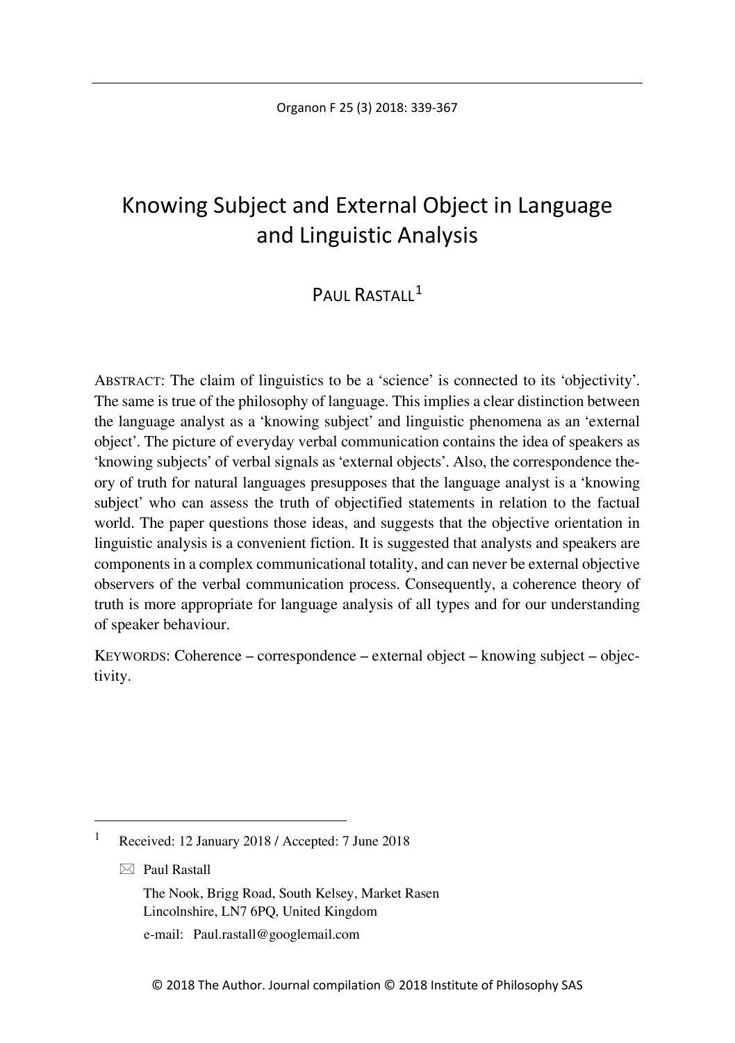# Knowing Subject and External Object in Language and Linguistic Analysis

PAUL RASTALL[1]

ABSTRACT: The claim of linguistics to be a 'science' is connected to its 'objectivity'. The same is true of the philosophy of language. This implies a clear distinction between the language analyst as a 'knowing subject' and linguistic phenomena as an 'external object'. The picture of everyday verbal communication contains the idea of speakers as 'knowing subjects' of verbal signals as 'external objects'. Also, the correspondence theory of truth for natural languages presupposes that the language analyst is a 'knowing subject' who can assess the truth of objectified statements in relation to the factual world. The paper questions those ideas, and suggests that the objective orientation in linguistic analysis is a convenient fiction. It is suggested that analysts and speakers are components in a complex communicational totality, and can never be external objective observers of the verbal communication process. Consequently, a coherence theory of truth is more appropriate for language analysis of all types and for our understanding of speaker behaviour.

KEYWORDS: Coherence – correspondence – external object – knowing subject – objectivity.

---

[1] Received: 12 January 2018 / Accepted: 7 June 2018

✉ Paul Rastall
The Nook, Brigg Road, South Kelsey, Market Rasen
Lincolnshire, LN7 6PQ, United Kingdom
e-mail: Paul.rastall@googlemail.com

© 2018 The Author. Journal compilation © 2018 Institute of Philosophy SAS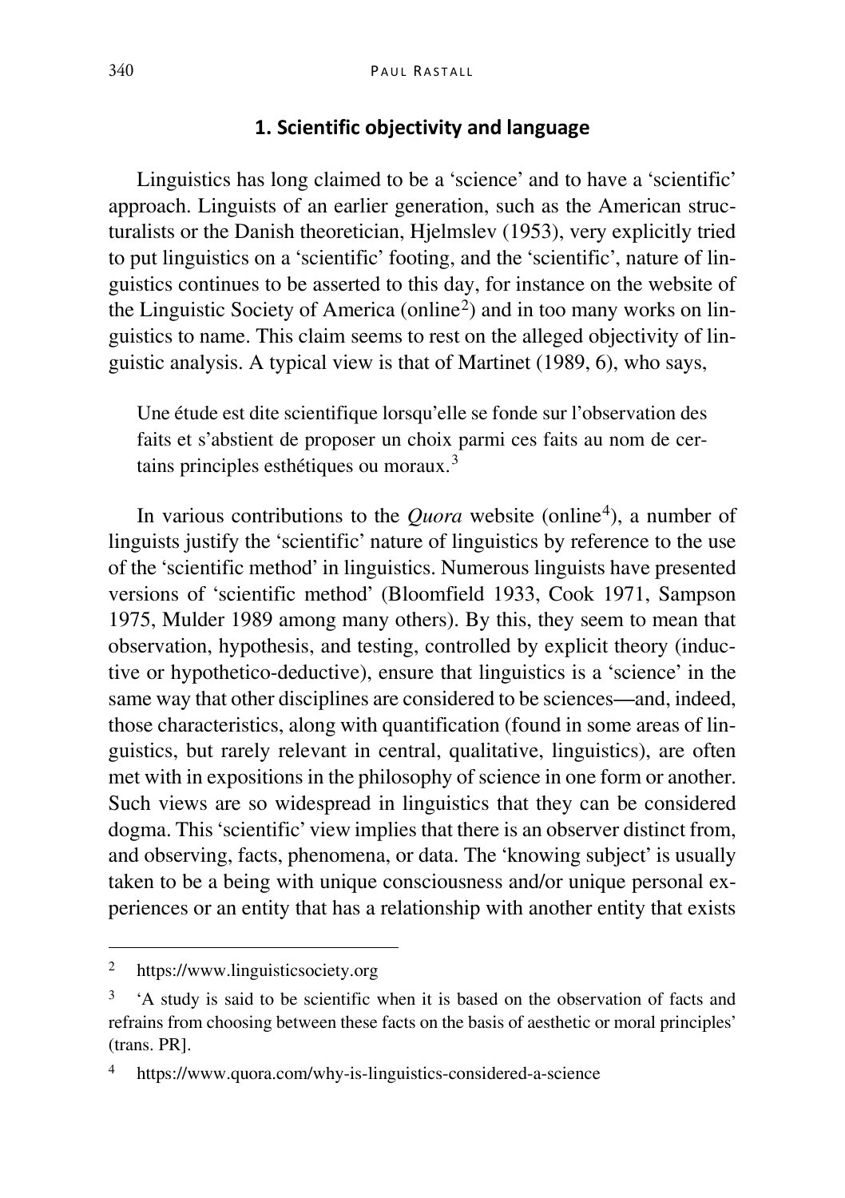## 1. Scientific objectivity and language

Linguistics has long claimed to be a 'science' and to have a 'scientific' approach. Linguists of an earlier generation, such as the American structuralists or the Danish theoretician, Hjelmslev (1953), very explicitly tried to put linguistics on a 'scientific' footing, and the 'scientific', nature of linguistics continues to be asserted to this day, for instance on the website of the Linguistic Society of America (online[2]) and in too many works on linguistics to name. This claim seems to rest on the alleged objectivity of linguistic analysis. A typical view is that of Martinet (1989, 6), who says,

> Une étude est dite scientifique lorsqu'elle se fonde sur l'observation des faits et s'abstient de proposer un choix parmi ces faits au nom de certains principles esthétiques ou moraux.[3]

In various contributions to the *Quora* website (online[4]), a number of linguists justify the 'scientific' nature of linguistics by reference to the use of the 'scientific method' in linguistics. Numerous linguists have presented versions of 'scientific method' (Bloomfield 1933, Cook 1971, Sampson 1975, Mulder 1989 among many others). By this, they seem to mean that observation, hypothesis, and testing, controlled by explicit theory (inductive or hypothetico-deductive), ensure that linguistics is a 'science' in the same way that other disciplines are considered to be sciences—and, indeed, those characteristics, along with quantification (found in some areas of linguistics, but rarely relevant in central, qualitative, linguistics), are often met with in expositions in the philosophy of science in one form or another. Such views are so widespread in linguistics that they can be considered dogma. This 'scientific' view implies that there is an observer distinct from, and observing, facts, phenomena, or data. The 'knowing subject' is usually taken to be a being with unique consciousness and/or unique personal experiences or an entity that has a relationship with another entity that exists

---

[2] https://www.linguisticsociety.org

[3] 'A study is said to be scientific when it is based on the observation of facts and refrains from choosing between these facts on the basis of aesthetic or moral principles' (trans. PR].

[4] https://www.quora.com/why-is-linguistics-considered-a-science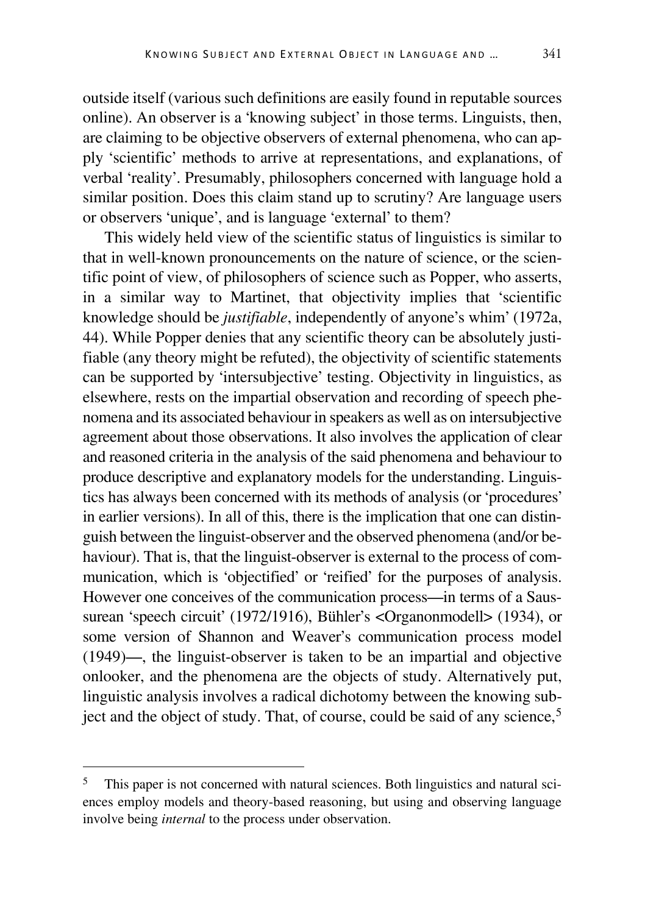outside itself (various such definitions are easily found in reputable sources online). An observer is a 'knowing subject' in those terms. Linguists, then, are claiming to be objective observers of external phenomena, who can apply 'scientific' methods to arrive at representations, and explanations, of verbal 'reality'. Presumably, philosophers concerned with language hold a similar position. Does this claim stand up to scrutiny? Are language users or observers 'unique', and is language 'external' to them?

This widely held view of the scientific status of linguistics is similar to that in well-known pronouncements on the nature of science, or the scientific point of view, of philosophers of science such as Popper, who asserts, in a similar way to Martinet, that objectivity implies that 'scientific knowledge should be *justifiable*, independently of anyone's whim' (1972a, 44). While Popper denies that any scientific theory can be absolutely justifiable (any theory might be refuted), the objectivity of scientific statements can be supported by 'intersubjective' testing. Objectivity in linguistics, as elsewhere, rests on the impartial observation and recording of speech phenomena and its associated behaviour in speakers as well as on intersubjective agreement about those observations. It also involves the application of clear and reasoned criteria in the analysis of the said phenomena and behaviour to produce descriptive and explanatory models for the understanding. Linguistics has always been concerned with its methods of analysis (or 'procedures' in earlier versions). In all of this, there is the implication that one can distinguish between the linguist-observer and the observed phenomena (and/or behaviour). That is, that the linguist-observer is external to the process of communication, which is 'objectified' or 'reified' for the purposes of analysis. However one conceives of the communication process—in terms of a Saussurean 'speech circuit' (1972/1916), Bühler's <Organonmodell> (1934), or some version of Shannon and Weaver's communication process model (1949)—, the linguist-observer is taken to be an impartial and objective onlooker, and the phenomena are the objects of study. Alternatively put, linguistic analysis involves a radical dichotomy between the knowing subject and the object of study. That, of course, could be said of any science,[5]

[5] This paper is not concerned with natural sciences. Both linguistics and natural sciences employ models and theory-based reasoning, but using and observing language involve being *internal* to the process under observation.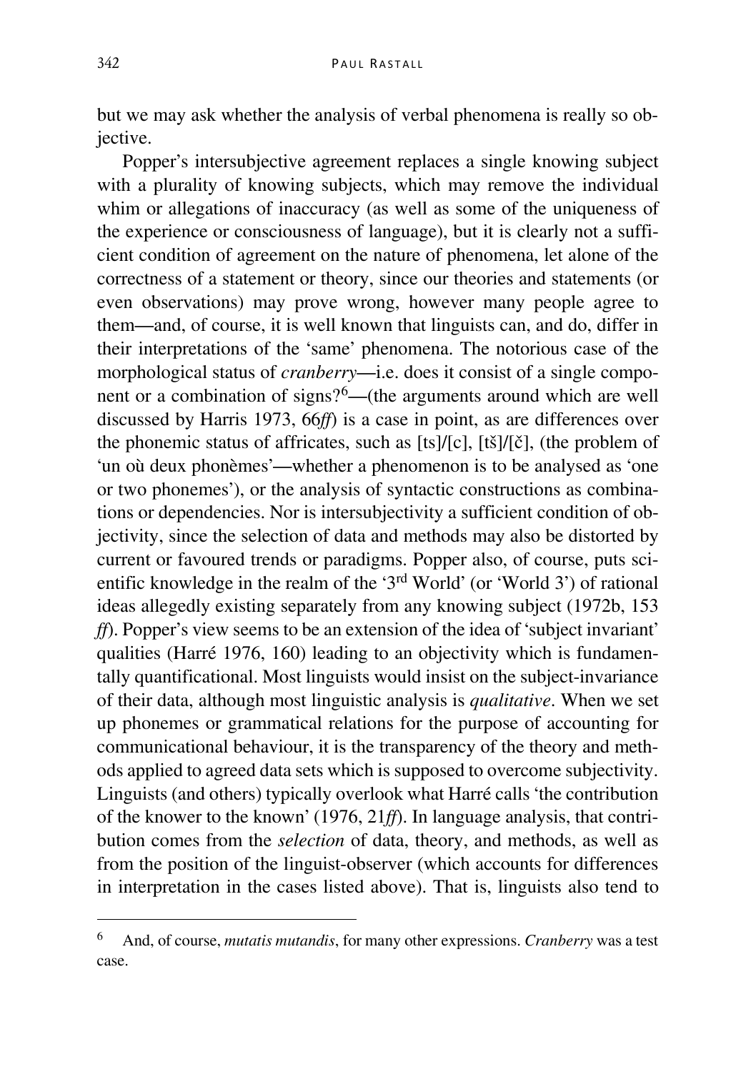but we may ask whether the analysis of verbal phenomena is really so objective.

Popper's intersubjective agreement replaces a single knowing subject with a plurality of knowing subjects, which may remove the individual whim or allegations of inaccuracy (as well as some of the uniqueness of the experience or consciousness of language), but it is clearly not a sufficient condition of agreement on the nature of phenomena, let alone of the correctness of a statement or theory, since our theories and statements (or even observations) may prove wrong, however many people agree to them—and, of course, it is well known that linguists can, and do, differ in their interpretations of the 'same' phenomena. The notorious case of the morphological status of *cranberry*—i.e. does it consist of a single component or a combination of signs?[6]—(the arguments around which are well discussed by Harris 1973, 66*ff*) is a case in point, as are differences over the phonemic status of affricates, such as [ts]/[c], [tš]/[č], (the problem of 'un où deux phonèmes'—whether a phenomenon is to be analysed as 'one or two phonemes'), or the analysis of syntactic constructions as combinations or dependencies. Nor is intersubjectivity a sufficient condition of objectivity, since the selection of data and methods may also be distorted by current or favoured trends or paradigms. Popper also, of course, puts scientific knowledge in the realm of the '3rd World' (or 'World 3') of rational ideas allegedly existing separately from any knowing subject (1972b, 153 *ff*). Popper's view seems to be an extension of the idea of 'subject invariant' qualities (Harré 1976, 160) leading to an objectivity which is fundamentally quantificational. Most linguists would insist on the subject-invariance of their data, although most linguistic analysis is *qualitative*. When we set up phonemes or grammatical relations for the purpose of accounting for communicational behaviour, it is the transparency of the theory and methods applied to agreed data sets which is supposed to overcome subjectivity. Linguists (and others) typically overlook what Harré calls 'the contribution of the knower to the known' (1976, 21*ff*). In language analysis, that contribution comes from the *selection* of data, theory, and methods, as well as from the position of the linguist-observer (which accounts for differences in interpretation in the cases listed above). That is, linguists also tend to

---

[6] And, of course, *mutatis mutandis*, for many other expressions. *Cranberry* was a test case.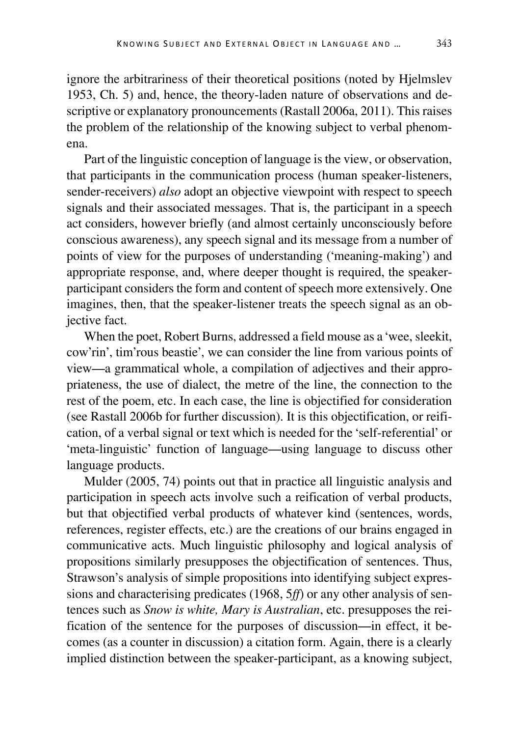ignore the arbitrariness of their theoretical positions (noted by Hjelmslev 1953, Ch. 5) and, hence, the theory-laden nature of observations and descriptive or explanatory pronouncements (Rastall 2006a, 2011). This raises the problem of the relationship of the knowing subject to verbal phenomena.

Part of the linguistic conception of language is the view, or observation, that participants in the communication process (human speaker-listeners, sender-receivers) *also* adopt an objective viewpoint with respect to speech signals and their associated messages. That is, the participant in a speech act considers, however briefly (and almost certainly unconsciously before conscious awareness), any speech signal and its message from a number of points of view for the purposes of understanding ('meaning-making') and appropriate response, and, where deeper thought is required, the speaker-participant considers the form and content of speech more extensively. One imagines, then, that the speaker-listener treats the speech signal as an objective fact.

When the poet, Robert Burns, addressed a field mouse as a 'wee, sleekit, cow'rin', tim'rous beastie', we can consider the line from various points of view—a grammatical whole, a compilation of adjectives and their appropriateness, the use of dialect, the metre of the line, the connection to the rest of the poem, etc. In each case, the line is objectified for consideration (see Rastall 2006b for further discussion). It is this objectification, or reification, of a verbal signal or text which is needed for the 'self-referential' or 'meta-linguistic' function of language—using language to discuss other language products.

Mulder (2005, 74) points out that in practice all linguistic analysis and participation in speech acts involve such a reification of verbal products, but that objectified verbal products of whatever kind (sentences, words, references, register effects, etc.) are the creations of our brains engaged in communicative acts. Much linguistic philosophy and logical analysis of propositions similarly presupposes the objectification of sentences. Thus, Strawson's analysis of simple propositions into identifying subject expressions and characterising predicates (1968, 5*ff*) or any other analysis of sentences such as *Snow is white, Mary is Australian*, etc. presupposes the reification of the sentence for the purposes of discussion—in effect, it becomes (as a counter in discussion) a citation form. Again, there is a clearly implied distinction between the speaker-participant, as a knowing subject,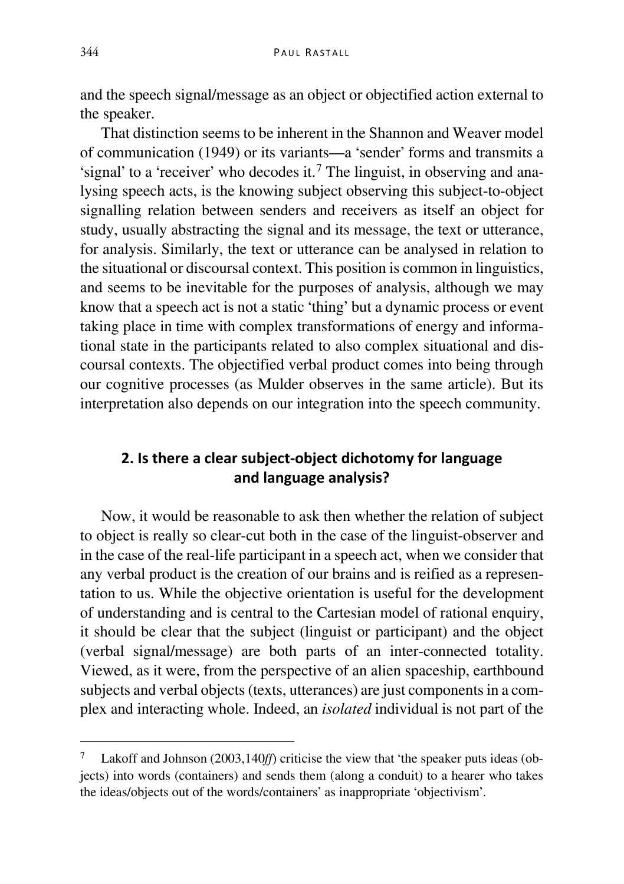and the speech signal/message as an object or objectified action external to the speaker.

That distinction seems to be inherent in the Shannon and Weaver model of communication (1949) or its variants—a 'sender' forms and transmits a 'signal' to a 'receiver' who decodes it.[7] The linguist, in observing and analysing speech acts, is the knowing subject observing this subject-to-object signalling relation between senders and receivers as itself an object for study, usually abstracting the signal and its message, the text or utterance, for analysis. Similarly, the text or utterance can be analysed in relation to the situational or discoursal context. This position is common in linguistics, and seems to be inevitable for the purposes of analysis, although we may know that a speech act is not a static 'thing' but a dynamic process or event taking place in time with complex transformations of energy and informational state in the participants related to also complex situational and discoursal contexts. The objectified verbal product comes into being through our cognitive processes (as Mulder observes in the same article). But its interpretation also depends on our integration into the speech community.

## 2. Is there a clear subject-object dichotomy for language and language analysis?

Now, it would be reasonable to ask then whether the relation of subject to object is really so clear-cut both in the case of the linguist-observer and in the case of the real-life participant in a speech act, when we consider that any verbal product is the creation of our brains and is reified as a representation to us. While the objective orientation is useful for the development of understanding and is central to the Cartesian model of rational enquiry, it should be clear that the subject (linguist or participant) and the object (verbal signal/message) are both parts of an inter-connected totality. Viewed, as it were, from the perspective of an alien spaceship, earthbound subjects and verbal objects (texts, utterances) are just components in a complex and interacting whole. Indeed, an *isolated* individual is not part of the

[7] Lakoff and Johnson (2003,140*ff*) criticise the view that 'the speaker puts ideas (objects) into words (containers) and sends them (along a conduit) to a hearer who takes the ideas/objects out of the words/containers' as inappropriate 'objectivism'.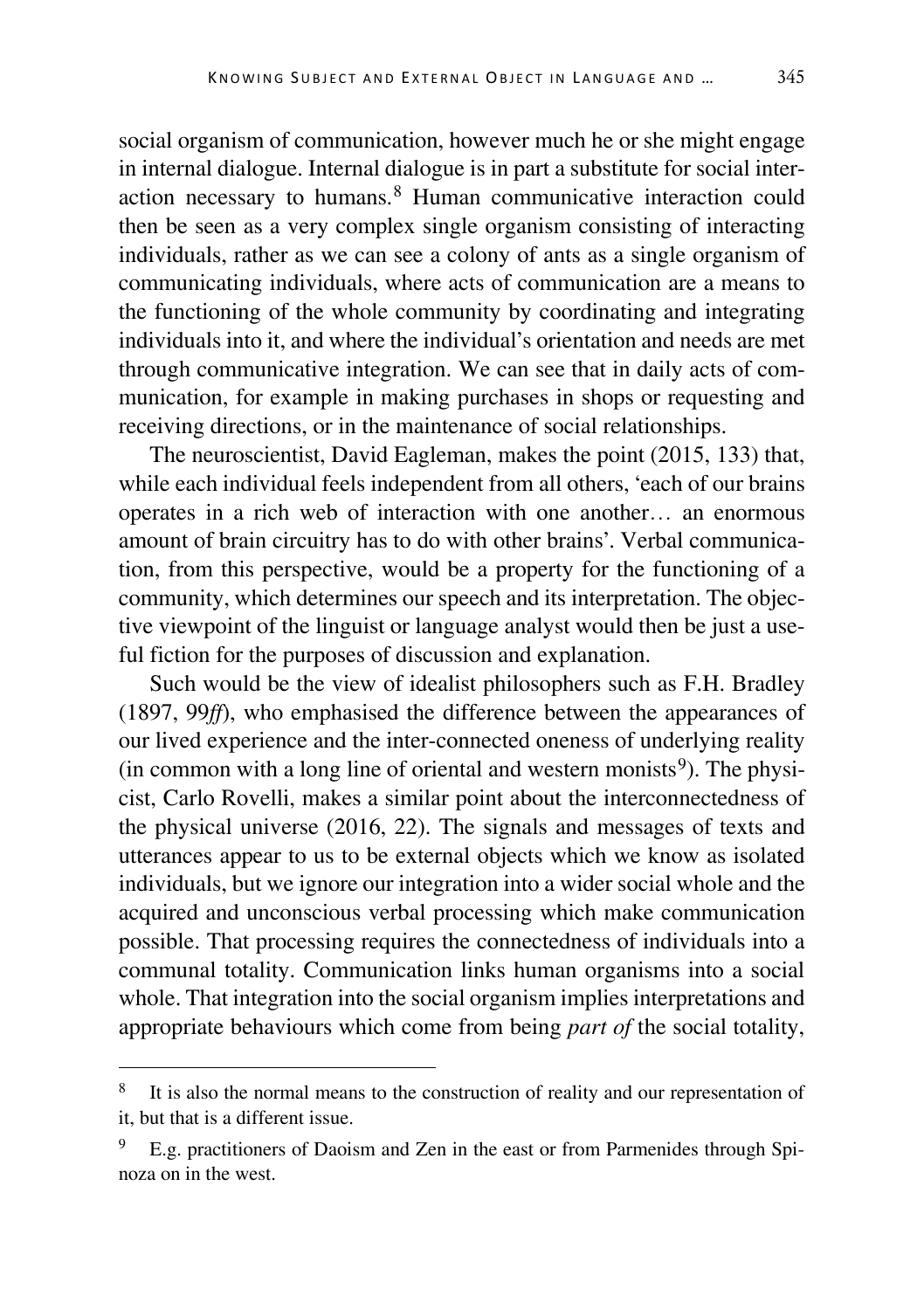social organism of communication, however much he or she might engage in internal dialogue. Internal dialogue is in part a substitute for social interaction necessary to humans.[8] Human communicative interaction could then be seen as a very complex single organism consisting of interacting individuals, rather as we can see a colony of ants as a single organism of communicating individuals, where acts of communication are a means to the functioning of the whole community by coordinating and integrating individuals into it, and where the individual's orientation and needs are met through communicative integration. We can see that in daily acts of communication, for example in making purchases in shops or requesting and receiving directions, or in the maintenance of social relationships.

The neuroscientist, David Eagleman, makes the point (2015, 133) that, while each individual feels independent from all others, 'each of our brains operates in a rich web of interaction with one another… an enormous amount of brain circuitry has to do with other brains'. Verbal communication, from this perspective, would be a property for the functioning of a community, which determines our speech and its interpretation. The objective viewpoint of the linguist or language analyst would then be just a useful fiction for the purposes of discussion and explanation.

Such would be the view of idealist philosophers such as F.H. Bradley (1897, 99*ff*), who emphasised the difference between the appearances of our lived experience and the inter-connected oneness of underlying reality (in common with a long line of oriental and western monists[9]). The physicist, Carlo Rovelli, makes a similar point about the interconnectedness of the physical universe (2016, 22). The signals and messages of texts and utterances appear to us to be external objects which we know as isolated individuals, but we ignore our integration into a wider social whole and the acquired and unconscious verbal processing which make communication possible. That processing requires the connectedness of individuals into a communal totality. Communication links human organisms into a social whole. That integration into the social organism implies interpretations and appropriate behaviours which come from being *part of* the social totality,

---

[8] It is also the normal means to the construction of reality and our representation of it, but that is a different issue.

[9] E.g. practitioners of Daoism and Zen in the east or from Parmenides through Spinoza on in the west.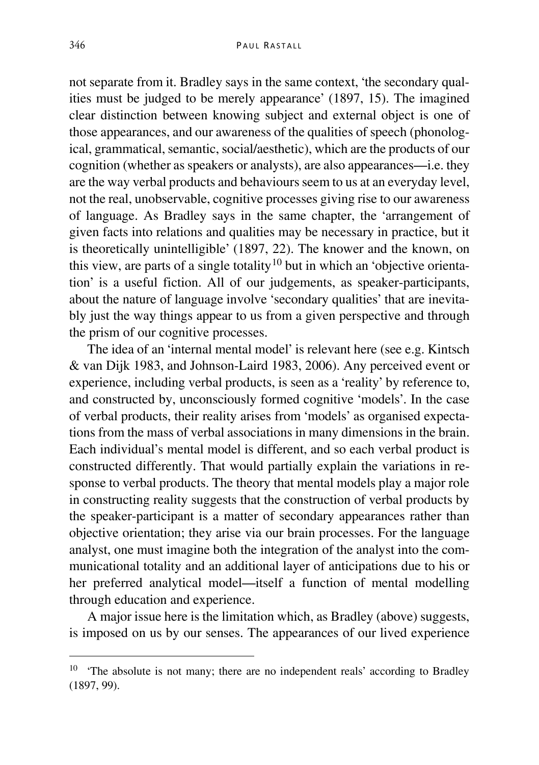not separate from it. Bradley says in the same context, 'the secondary qualities must be judged to be merely appearance' (1897, 15). The imagined clear distinction between knowing subject and external object is one of those appearances, and our awareness of the qualities of speech (phonological, grammatical, semantic, social/aesthetic), which are the products of our cognition (whether as speakers or analysts), are also appearances—i.e. they are the way verbal products and behaviours seem to us at an everyday level, not the real, unobservable, cognitive processes giving rise to our awareness of language. As Bradley says in the same chapter, the 'arrangement of given facts into relations and qualities may be necessary in practice, but it is theoretically unintelligible' (1897, 22). The knower and the known, on this view, are parts of a single totality[10] but in which an 'objective orientation' is a useful fiction. All of our judgements, as speaker-participants, about the nature of language involve 'secondary qualities' that are inevitably just the way things appear to us from a given perspective and through the prism of our cognitive processes.

The idea of an 'internal mental model' is relevant here (see e.g. Kintsch & van Dijk 1983, and Johnson-Laird 1983, 2006). Any perceived event or experience, including verbal products, is seen as a 'reality' by reference to, and constructed by, unconsciously formed cognitive 'models'. In the case of verbal products, their reality arises from 'models' as organised expectations from the mass of verbal associations in many dimensions in the brain. Each individual's mental model is different, and so each verbal product is constructed differently. That would partially explain the variations in response to verbal products. The theory that mental models play a major role in constructing reality suggests that the construction of verbal products by the speaker-participant is a matter of secondary appearances rather than objective orientation; they arise via our brain processes. For the language analyst, one must imagine both the integration of the analyst into the communicational totality and an additional layer of anticipations due to his or her preferred analytical model—itself a function of mental modelling through education and experience.

A major issue here is the limitation which, as Bradley (above) suggests, is imposed on us by our senses. The appearances of our lived experience

---

[10] 'The absolute is not many; there are no independent reals' according to Bradley (1897, 99).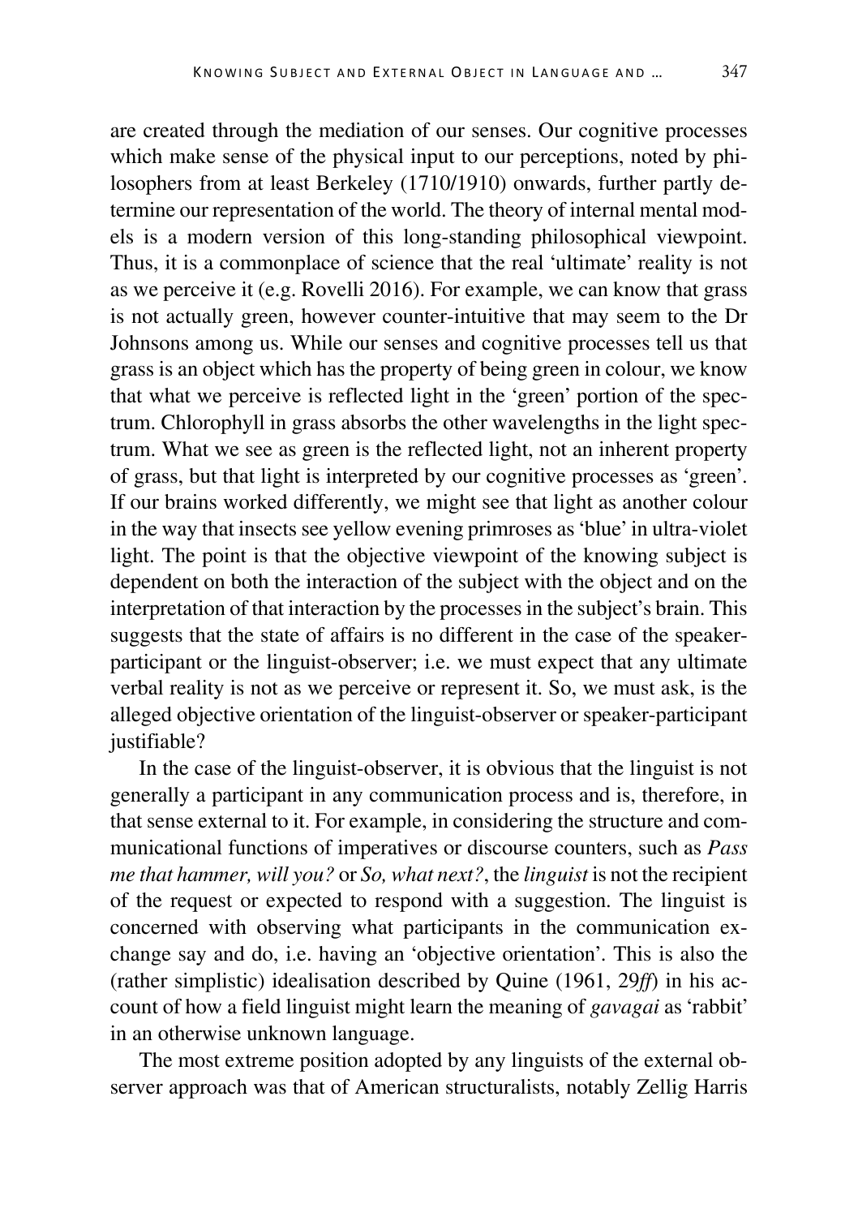are created through the mediation of our senses. Our cognitive processes which make sense of the physical input to our perceptions, noted by philosophers from at least Berkeley (1710/1910) onwards, further partly determine our representation of the world. The theory of internal mental models is a modern version of this long-standing philosophical viewpoint. Thus, it is a commonplace of science that the real 'ultimate' reality is not as we perceive it (e.g. Rovelli 2016). For example, we can know that grass is not actually green, however counter-intuitive that may seem to the Dr Johnsons among us. While our senses and cognitive processes tell us that grass is an object which has the property of being green in colour, we know that what we perceive is reflected light in the 'green' portion of the spectrum. Chlorophyll in grass absorbs the other wavelengths in the light spectrum. What we see as green is the reflected light, not an inherent property of grass, but that light is interpreted by our cognitive processes as 'green'. If our brains worked differently, we might see that light as another colour in the way that insects see yellow evening primroses as 'blue' in ultra-violet light. The point is that the objective viewpoint of the knowing subject is dependent on both the interaction of the subject with the object and on the interpretation of that interaction by the processes in the subject's brain. This suggests that the state of affairs is no different in the case of the speaker-participant or the linguist-observer; i.e. we must expect that any ultimate verbal reality is not as we perceive or represent it. So, we must ask, is the alleged objective orientation of the linguist-observer or speaker-participant justifiable?

In the case of the linguist-observer, it is obvious that the linguist is not generally a participant in any communication process and is, therefore, in that sense external to it. For example, in considering the structure and communicational functions of imperatives or discourse counters, such as *Pass me that hammer, will you?* or *So, what next?*, the *linguist* is not the recipient of the request or expected to respond with a suggestion. The linguist is concerned with observing what participants in the communication exchange say and do, i.e. having an 'objective orientation'. This is also the (rather simplistic) idealisation described by Quine (1961, 29*ff*) in his account of how a field linguist might learn the meaning of *gavagai* as 'rabbit' in an otherwise unknown language.

The most extreme position adopted by any linguists of the external observer approach was that of American structuralists, notably Zellig Harris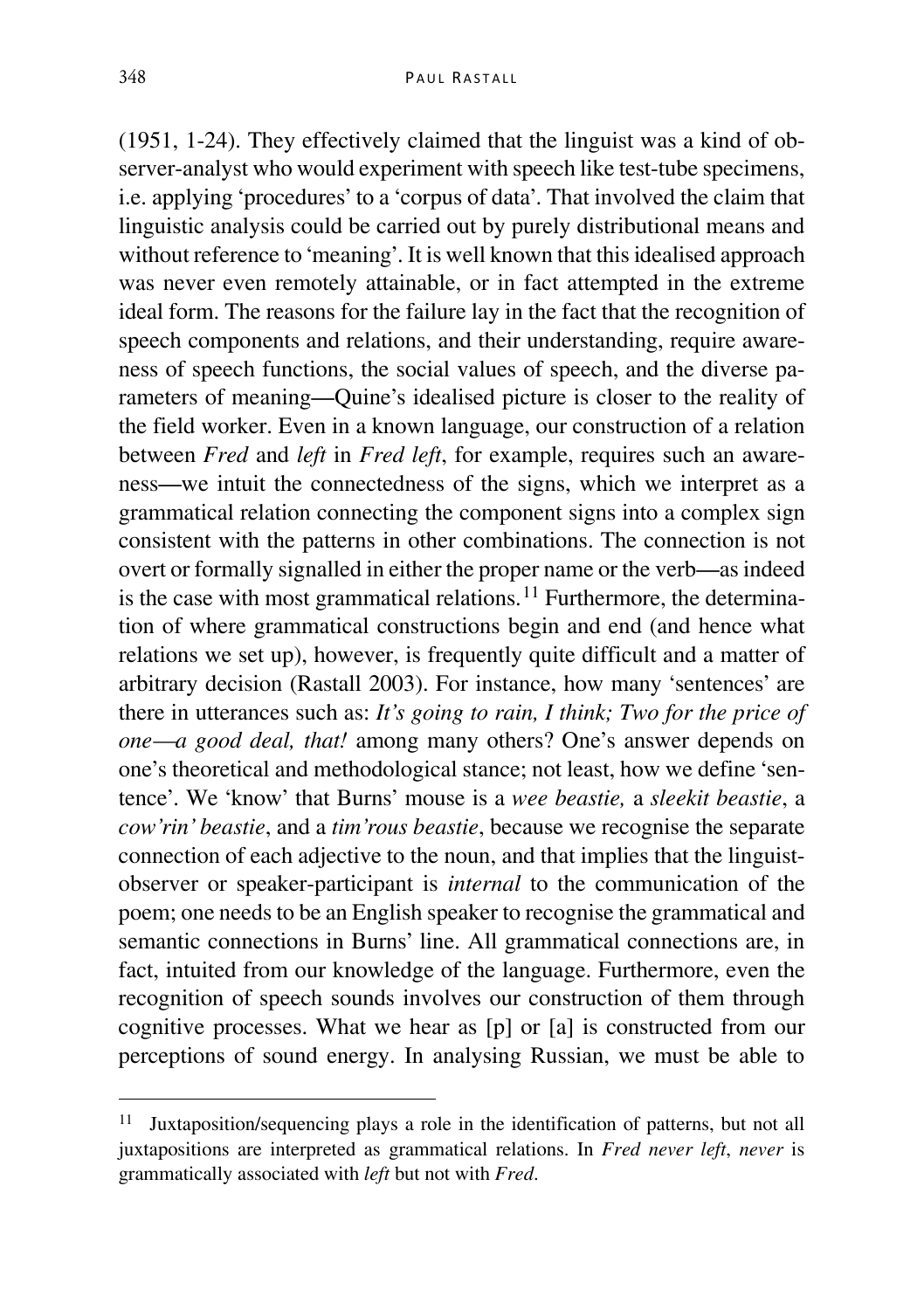(1951, 1-24). They effectively claimed that the linguist was a kind of observer-analyst who would experiment with speech like test-tube specimens, i.e. applying 'procedures' to a 'corpus of data'. That involved the claim that linguistic analysis could be carried out by purely distributional means and without reference to 'meaning'. It is well known that this idealised approach was never even remotely attainable, or in fact attempted in the extreme ideal form. The reasons for the failure lay in the fact that the recognition of speech components and relations, and their understanding, require awareness of speech functions, the social values of speech, and the diverse parameters of meaning—Quine's idealised picture is closer to the reality of the field worker. Even in a known language, our construction of a relation between *Fred* and *left* in *Fred left*, for example, requires such an awareness—we intuit the connectedness of the signs, which we interpret as a grammatical relation connecting the component signs into a complex sign consistent with the patterns in other combinations. The connection is not overt or formally signalled in either the proper name or the verb—as indeed is the case with most grammatical relations.[11] Furthermore, the determination of where grammatical constructions begin and end (and hence what relations we set up), however, is frequently quite difficult and a matter of arbitrary decision (Rastall 2003). For instance, how many 'sentences' are there in utterances such as: *It's going to rain, I think; Two for the price of one—a good deal, that!* among many others? One's answer depends on one's theoretical and methodological stance; not least, how we define 'sentence'. We 'know' that Burns' mouse is a *wee beastie,* a *sleekit beastie*, a *cow'rin' beastie*, and a *tim'rous beastie*, because we recognise the separate connection of each adjective to the noun, and that implies that the linguist-observer or speaker-participant is *internal* to the communication of the poem; one needs to be an English speaker to recognise the grammatical and semantic connections in Burns' line. All grammatical connections are, in fact, intuited from our knowledge of the language. Furthermore, even the recognition of speech sounds involves our construction of them through cognitive processes. What we hear as [p] or [a] is constructed from our perceptions of sound energy. In analysing Russian, we must be able to

[11] Juxtaposition/sequencing plays a role in the identification of patterns, but not all juxtapositions are interpreted as grammatical relations. In *Fred never left*, *never* is grammatically associated with *left* but not with *Fred*.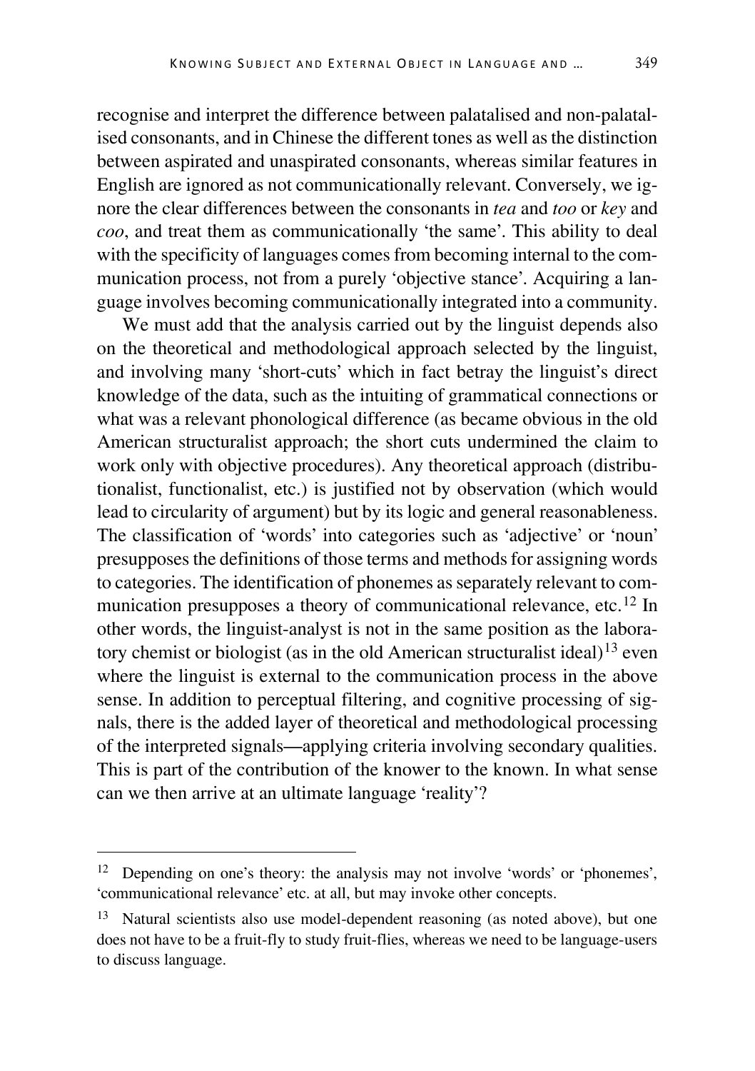recognise and interpret the difference between palatalised and non-palatalised consonants, and in Chinese the different tones as well as the distinction between aspirated and unaspirated consonants, whereas similar features in English are ignored as not communicationally relevant. Conversely, we ignore the clear differences between the consonants in *tea* and *too* or *key* and *coo*, and treat them as communicationally 'the same'. This ability to deal with the specificity of languages comes from becoming internal to the communication process, not from a purely 'objective stance'. Acquiring a language involves becoming communicationally integrated into a community.

We must add that the analysis carried out by the linguist depends also on the theoretical and methodological approach selected by the linguist, and involving many 'short-cuts' which in fact betray the linguist's direct knowledge of the data, such as the intuiting of grammatical connections or what was a relevant phonological difference (as became obvious in the old American structuralist approach; the short cuts undermined the claim to work only with objective procedures). Any theoretical approach (distributionalist, functionalist, etc.) is justified not by observation (which would lead to circularity of argument) but by its logic and general reasonableness. The classification of 'words' into categories such as 'adjective' or 'noun' presupposes the definitions of those terms and methods for assigning words to categories. The identification of phonemes as separately relevant to communication presupposes a theory of communicational relevance, etc.[12] In other words, the linguist-analyst is not in the same position as the laboratory chemist or biologist (as in the old American structuralist ideal)[13] even where the linguist is external to the communication process in the above sense. In addition to perceptual filtering, and cognitive processing of signals, there is the added layer of theoretical and methodological processing of the interpreted signals—applying criteria involving secondary qualities. This is part of the contribution of the knower to the known. In what sense can we then arrive at an ultimate language 'reality'?

---

[12] Depending on one's theory: the analysis may not involve 'words' or 'phonemes', 'communicational relevance' etc. at all, but may invoke other concepts.

[13] Natural scientists also use model-dependent reasoning (as noted above), but one does not have to be a fruit-fly to study fruit-flies, whereas we need to be language-users to discuss language.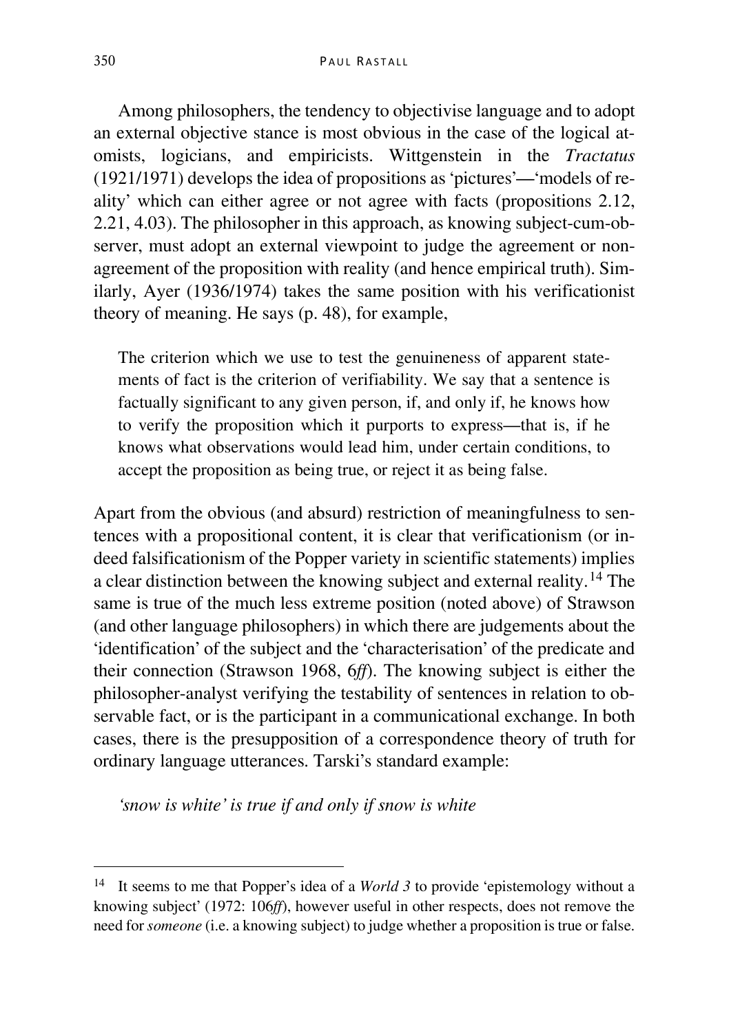Among philosophers, the tendency to objectivise language and to adopt an external objective stance is most obvious in the case of the logical atomists, logicians, and empiricists. Wittgenstein in the *Tractatus* (1921/1971) develops the idea of propositions as 'pictures'—'models of reality' which can either agree or not agree with facts (propositions 2.12, 2.21, 4.03). The philosopher in this approach, as knowing subject-cum-observer, must adopt an external viewpoint to judge the agreement or non-agreement of the proposition with reality (and hence empirical truth). Similarly, Ayer (1936/1974) takes the same position with his verificationist theory of meaning. He says (p. 48), for example,

> The criterion which we use to test the genuineness of apparent statements of fact is the criterion of verifiability. We say that a sentence is factually significant to any given person, if, and only if, he knows how to verify the proposition which it purports to express—that is, if he knows what observations would lead him, under certain conditions, to accept the proposition as being true, or reject it as being false.

Apart from the obvious (and absurd) restriction of meaningfulness to sentences with a propositional content, it is clear that verificationism (or indeed falsificationism of the Popper variety in scientific statements) implies a clear distinction between the knowing subject and external reality.[14] The same is true of the much less extreme position (noted above) of Strawson (and other language philosophers) in which there are judgements about the 'identification' of the subject and the 'characterisation' of the predicate and their connection (Strawson 1968, 6*ff*). The knowing subject is either the philosopher-analyst verifying the testability of sentences in relation to observable fact, or is the participant in a communicational exchange. In both cases, there is the presupposition of a correspondence theory of truth for ordinary language utterances. Tarski's standard example:

*'snow is white' is true if and only if snow is white*

---

[14] It seems to me that Popper's idea of a *World 3* to provide 'epistemology without a knowing subject' (1972: 106*ff*), however useful in other respects, does not remove the need for *someone* (i.e. a knowing subject) to judge whether a proposition is true or false.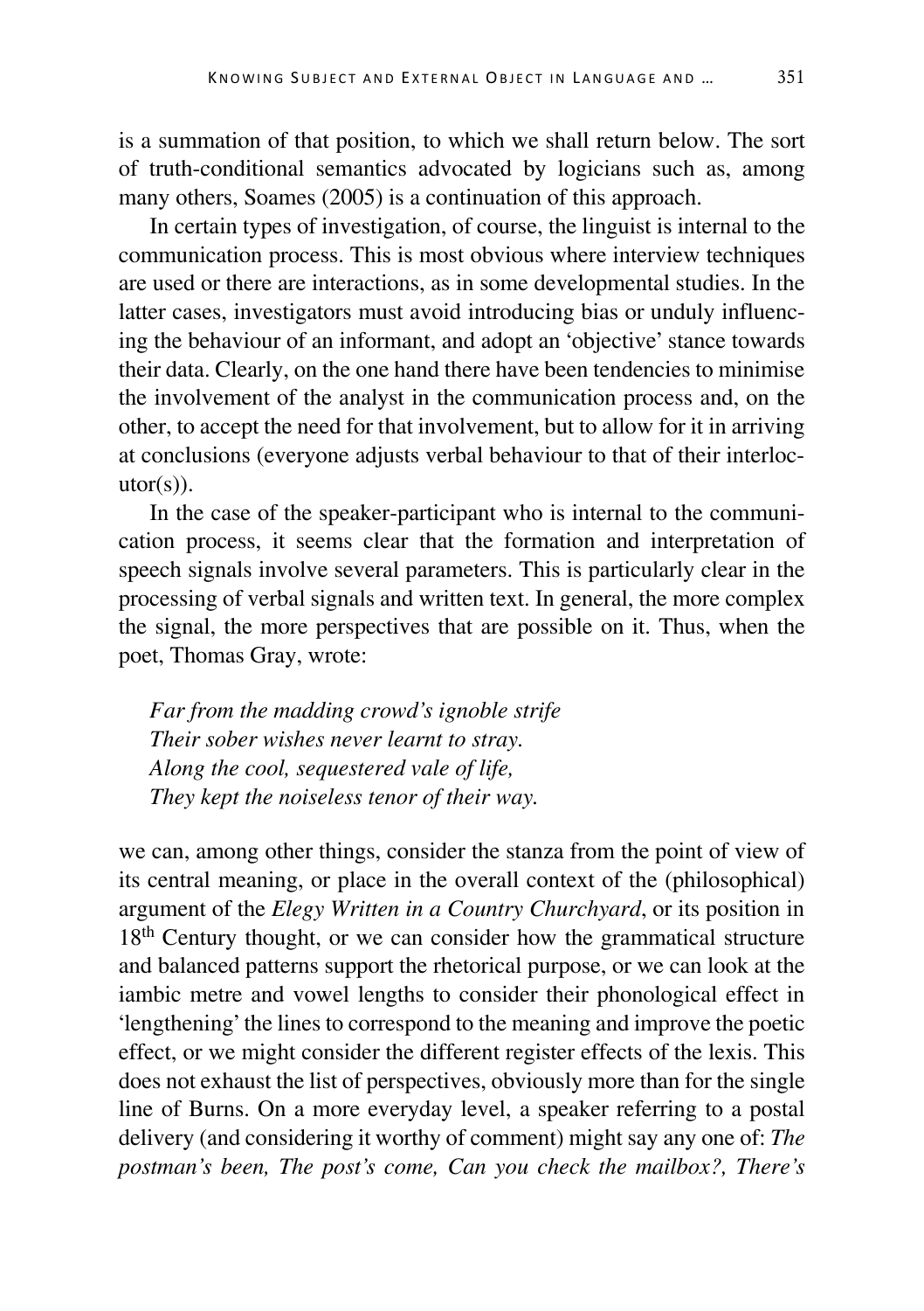is a summation of that position, to which we shall return below. The sort of truth-conditional semantics advocated by logicians such as, among many others, Soames (2005) is a continuation of this approach.

In certain types of investigation, of course, the linguist is internal to the communication process. This is most obvious where interview techniques are used or there are interactions, as in some developmental studies. In the latter cases, investigators must avoid introducing bias or unduly influencing the behaviour of an informant, and adopt an 'objective' stance towards their data. Clearly, on the one hand there have been tendencies to minimise the involvement of the analyst in the communication process and, on the other, to accept the need for that involvement, but to allow for it in arriving at conclusions (everyone adjusts verbal behaviour to that of their interlocutor(s)).

In the case of the speaker-participant who is internal to the communication process, it seems clear that the formation and interpretation of speech signals involve several parameters. This is particularly clear in the processing of verbal signals and written text. In general, the more complex the signal, the more perspectives that are possible on it. Thus, when the poet, Thomas Gray, wrote:

*Far from the madding crowd's ignoble strife*  
*Their sober wishes never learnt to stray.*  
*Along the cool, sequestered vale of life,*  
*They kept the noiseless tenor of their way.*

we can, among other things, consider the stanza from the point of view of its central meaning, or place in the overall context of the (philosophical) argument of the *Elegy Written in a Country Churchyard*, or its position in 18th Century thought, or we can consider how the grammatical structure and balanced patterns support the rhetorical purpose, or we can look at the iambic metre and vowel lengths to consider their phonological effect in 'lengthening' the lines to correspond to the meaning and improve the poetic effect, or we might consider the different register effects of the lexis. This does not exhaust the list of perspectives, obviously more than for the single line of Burns. On a more everyday level, a speaker referring to a postal delivery (and considering it worthy of comment) might say any one of: *The postman's been, The post's come, Can you check the mailbox?, There's*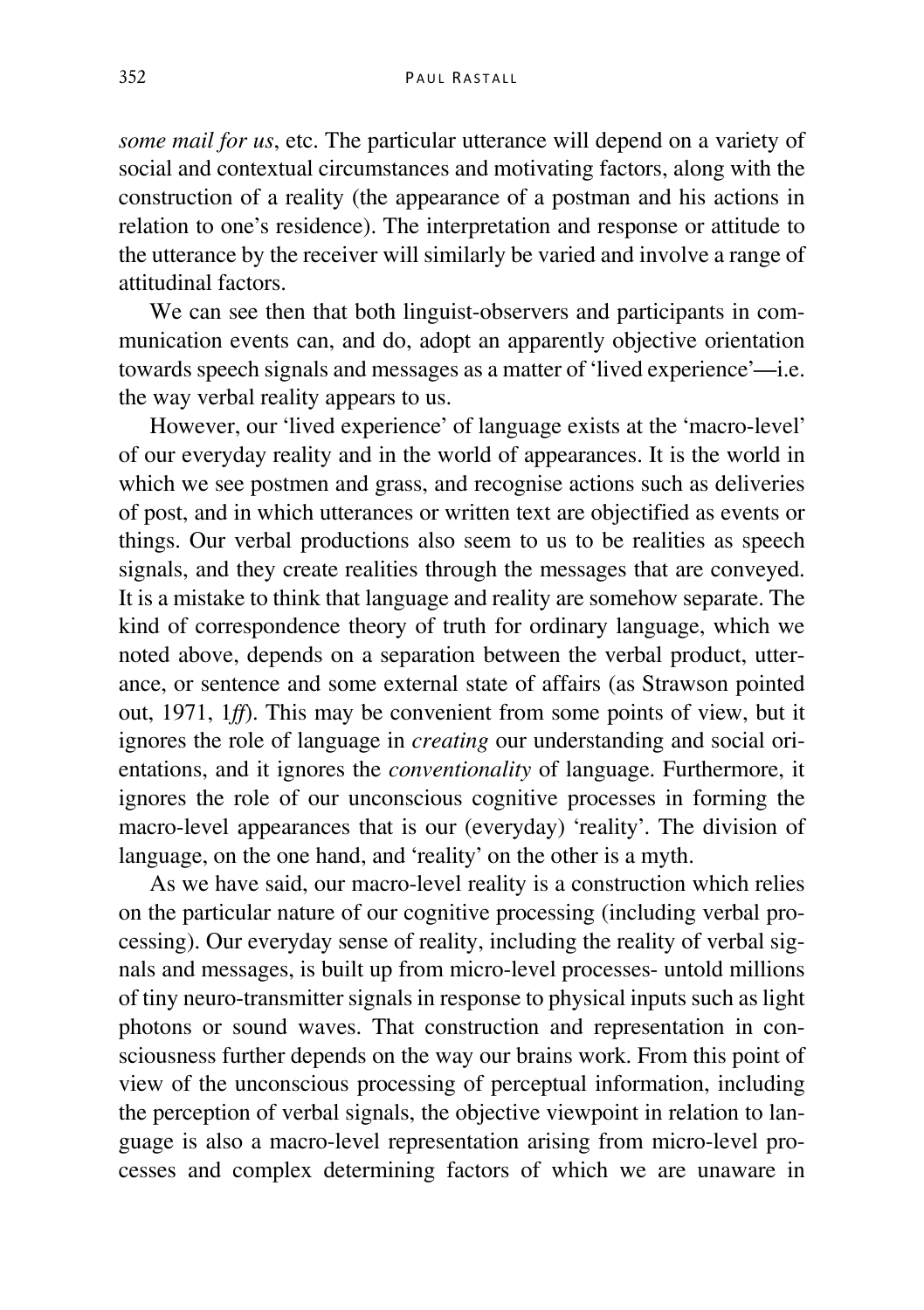*some mail for us*, etc. The particular utterance will depend on a variety of social and contextual circumstances and motivating factors, along with the construction of a reality (the appearance of a postman and his actions in relation to one's residence). The interpretation and response or attitude to the utterance by the receiver will similarly be varied and involve a range of attitudinal factors.

We can see then that both linguist-observers and participants in communication events can, and do, adopt an apparently objective orientation towards speech signals and messages as a matter of 'lived experience'—i.e. the way verbal reality appears to us.

However, our 'lived experience' of language exists at the 'macro-level' of our everyday reality and in the world of appearances. It is the world in which we see postmen and grass, and recognise actions such as deliveries of post, and in which utterances or written text are objectified as events or things. Our verbal productions also seem to us to be realities as speech signals, and they create realities through the messages that are conveyed. It is a mistake to think that language and reality are somehow separate. The kind of correspondence theory of truth for ordinary language, which we noted above, depends on a separation between the verbal product, utterance, or sentence and some external state of affairs (as Strawson pointed out, 1971, 1*ff*). This may be convenient from some points of view, but it ignores the role of language in *creating* our understanding and social orientations, and it ignores the *conventionality* of language. Furthermore, it ignores the role of our unconscious cognitive processes in forming the macro-level appearances that is our (everyday) 'reality'. The division of language, on the one hand, and 'reality' on the other is a myth.

As we have said, our macro-level reality is a construction which relies on the particular nature of our cognitive processing (including verbal processing). Our everyday sense of reality, including the reality of verbal signals and messages, is built up from micro-level processes- untold millions of tiny neuro-transmitter signals in response to physical inputs such as light photons or sound waves. That construction and representation in consciousness further depends on the way our brains work. From this point of view of the unconscious processing of perceptual information, including the perception of verbal signals, the objective viewpoint in relation to language is also a macro-level representation arising from micro-level processes and complex determining factors of which we are unaware in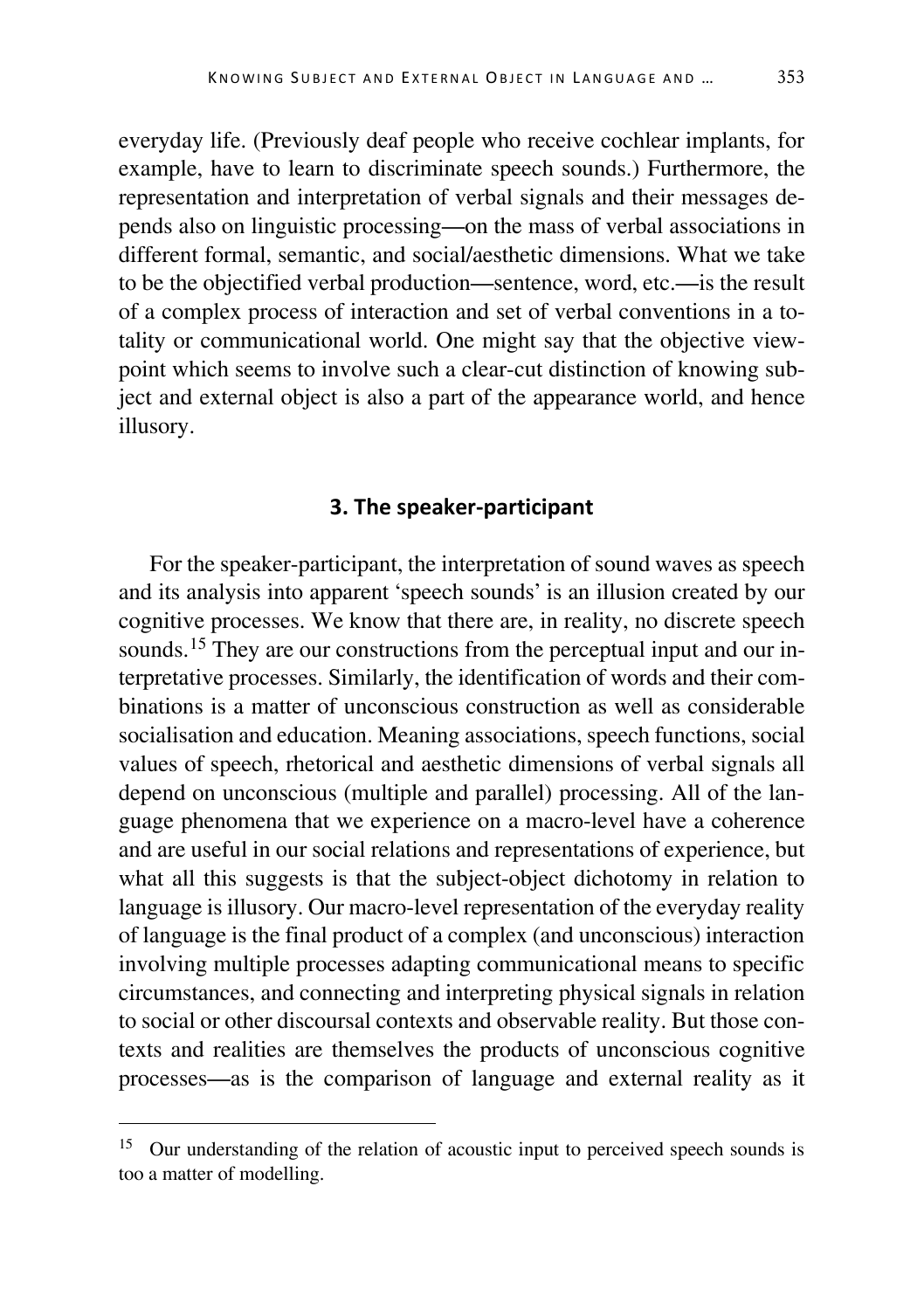everyday life. (Previously deaf people who receive cochlear implants, for example, have to learn to discriminate speech sounds.) Furthermore, the representation and interpretation of verbal signals and their messages depends also on linguistic processing—on the mass of verbal associations in different formal, semantic, and social/aesthetic dimensions. What we take to be the objectified verbal production—sentence, word, etc.—is the result of a complex process of interaction and set of verbal conventions in a totality or communicational world. One might say that the objective viewpoint which seems to involve such a clear-cut distinction of knowing subject and external object is also a part of the appearance world, and hence illusory.

## 3. The speaker-participant

For the speaker-participant, the interpretation of sound waves as speech and its analysis into apparent 'speech sounds' is an illusion created by our cognitive processes. We know that there are, in reality, no discrete speech sounds.[15] They are our constructions from the perceptual input and our interpretative processes. Similarly, the identification of words and their combinations is a matter of unconscious construction as well as considerable socialisation and education. Meaning associations, speech functions, social values of speech, rhetorical and aesthetic dimensions of verbal signals all depend on unconscious (multiple and parallel) processing. All of the language phenomena that we experience on a macro-level have a coherence and are useful in our social relations and representations of experience, but what all this suggests is that the subject-object dichotomy in relation to language is illusory. Our macro-level representation of the everyday reality of language is the final product of a complex (and unconscious) interaction involving multiple processes adapting communicational means to specific circumstances, and connecting and interpreting physical signals in relation to social or other discoursal contexts and observable reality. But those contexts and realities are themselves the products of unconscious cognitive processes—as is the comparison of language and external reality as it

[15] Our understanding of the relation of acoustic input to perceived speech sounds is too a matter of modelling.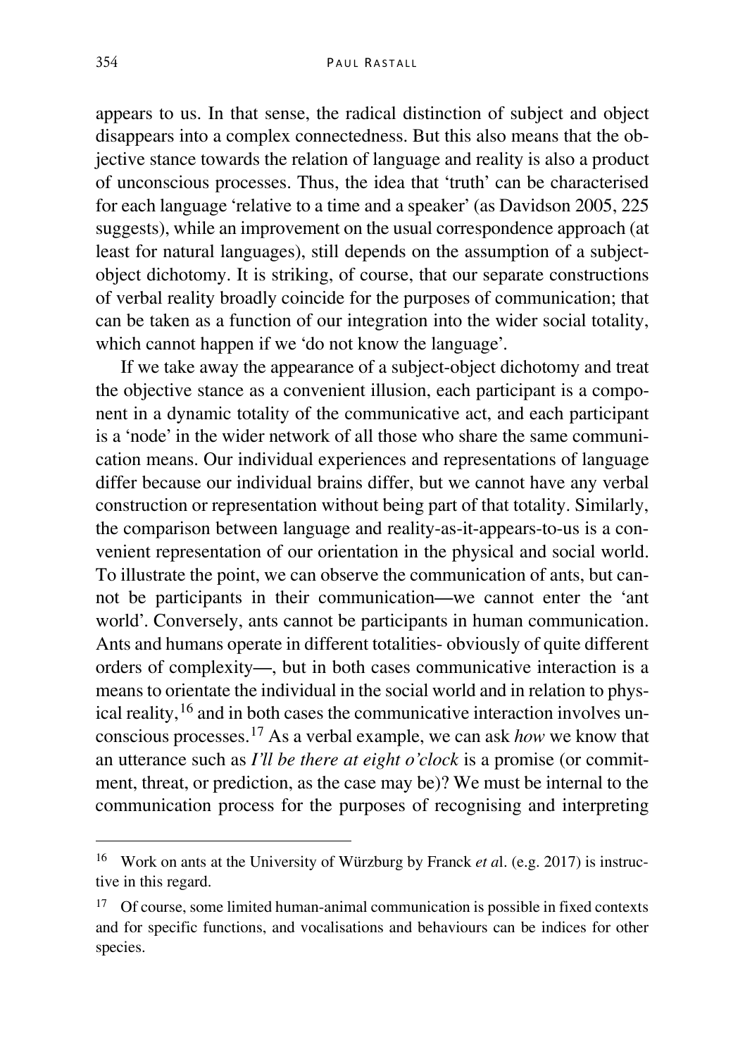appears to us. In that sense, the radical distinction of subject and object disappears into a complex connectedness. But this also means that the objective stance towards the relation of language and reality is also a product of unconscious processes. Thus, the idea that 'truth' can be characterised for each language 'relative to a time and a speaker' (as Davidson 2005, 225 suggests), while an improvement on the usual correspondence approach (at least for natural languages), still depends on the assumption of a subject-object dichotomy. It is striking, of course, that our separate constructions of verbal reality broadly coincide for the purposes of communication; that can be taken as a function of our integration into the wider social totality, which cannot happen if we 'do not know the language'.

If we take away the appearance of a subject-object dichotomy and treat the objective stance as a convenient illusion, each participant is a component in a dynamic totality of the communicative act, and each participant is a 'node' in the wider network of all those who share the same communication means. Our individual experiences and representations of language differ because our individual brains differ, but we cannot have any verbal construction or representation without being part of that totality. Similarly, the comparison between language and reality-as-it-appears-to-us is a convenient representation of our orientation in the physical and social world. To illustrate the point, we can observe the communication of ants, but cannot be participants in their communication—we cannot enter the 'ant world'. Conversely, ants cannot be participants in human communication. Ants and humans operate in different totalities- obviously of quite different orders of complexity—, but in both cases communicative interaction is a means to orientate the individual in the social world and in relation to physical reality,[16] and in both cases the communicative interaction involves unconscious processes.[17] As a verbal example, we can ask *how* we know that an utterance such as *I'll be there at eight o'clock* is a promise (or commitment, threat, or prediction, as the case may be)? We must be internal to the communication process for the purposes of recognising and interpreting

---

[16] Work on ants at the University of Würzburg by Franck *et a*l. (e.g. 2017) is instructive in this regard.

[17] Of course, some limited human-animal communication is possible in fixed contexts and for specific functions, and vocalisations and behaviours can be indices for other species.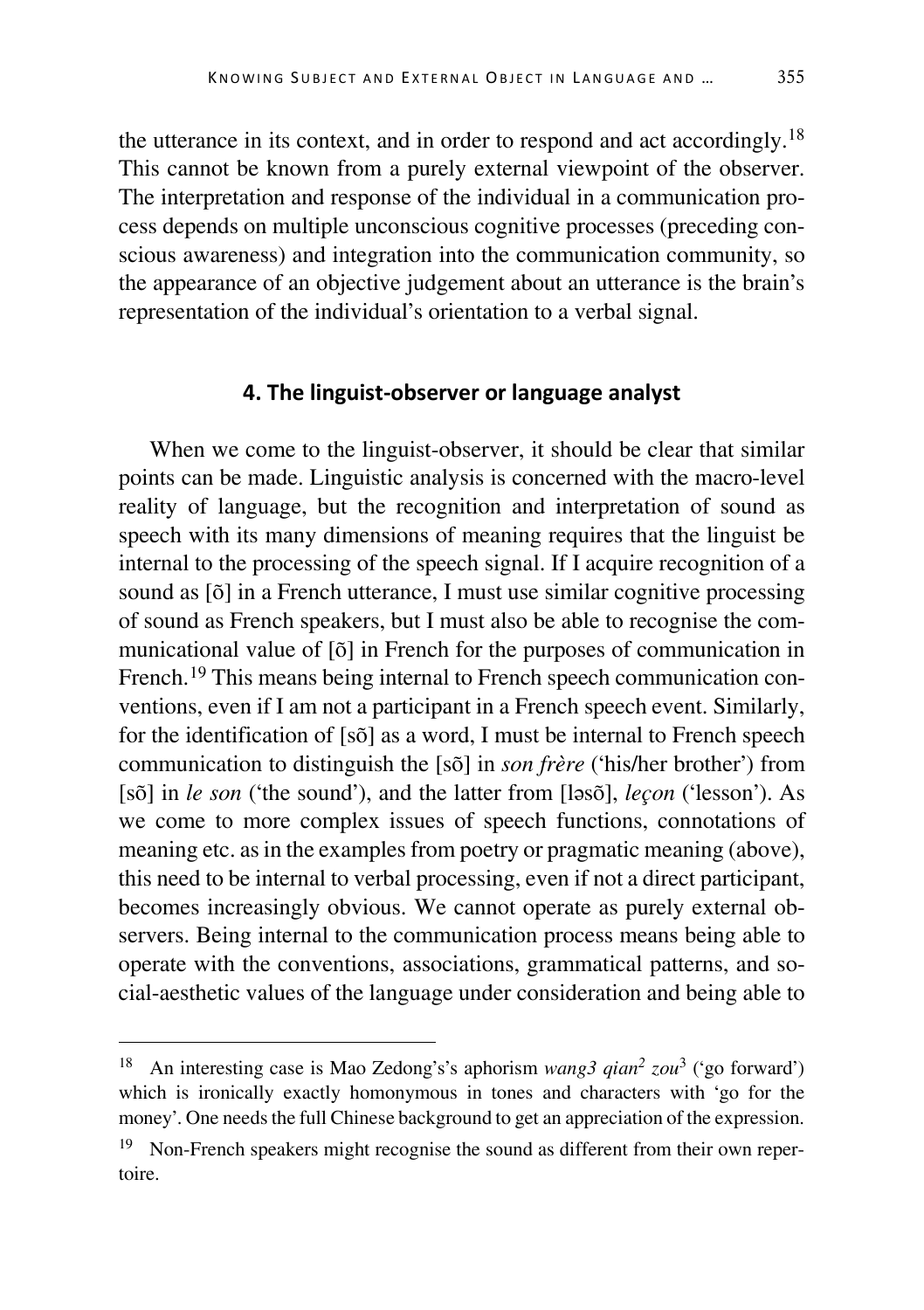the utterance in its context, and in order to respond and act accordingly.[18] This cannot be known from a purely external viewpoint of the observer. The interpretation and response of the individual in a communication process depends on multiple unconscious cognitive processes (preceding conscious awareness) and integration into the communication community, so the appearance of an objective judgement about an utterance is the brain's representation of the individual's orientation to a verbal signal.

## 4. The linguist-observer or language analyst

When we come to the linguist-observer, it should be clear that similar points can be made. Linguistic analysis is concerned with the macro-level reality of language, but the recognition and interpretation of sound as speech with its many dimensions of meaning requires that the linguist be internal to the processing of the speech signal. If I acquire recognition of a sound as [õ] in a French utterance, I must use similar cognitive processing of sound as French speakers, but I must also be able to recognise the communicational value of [õ] in French for the purposes of communication in French.[19] This means being internal to French speech communication conventions, even if I am not a participant in a French speech event. Similarly, for the identification of [sõ] as a word, I must be internal to French speech communication to distinguish the [sõ] in *son frère* ('his/her brother') from [sõ] in *le son* ('the sound'), and the latter from [ləsõ], *leçon* ('lesson'). As we come to more complex issues of speech functions, connotations of meaning etc. as in the examples from poetry or pragmatic meaning (above), this need to be internal to verbal processing, even if not a direct participant, becomes increasingly obvious. We cannot operate as purely external observers. Being internal to the communication process means being able to operate with the conventions, associations, grammatical patterns, and social-aesthetic values of the language under consideration and being able to

---

[18] An interesting case is Mao Zedong's's aphorism *wang3 qian*[2] *zou*[3] ('go forward') which is ironically exactly homonymous in tones and characters with 'go for the money'. One needs the full Chinese background to get an appreciation of the expression.

[19] Non-French speakers might recognise the sound as different from their own repertoire.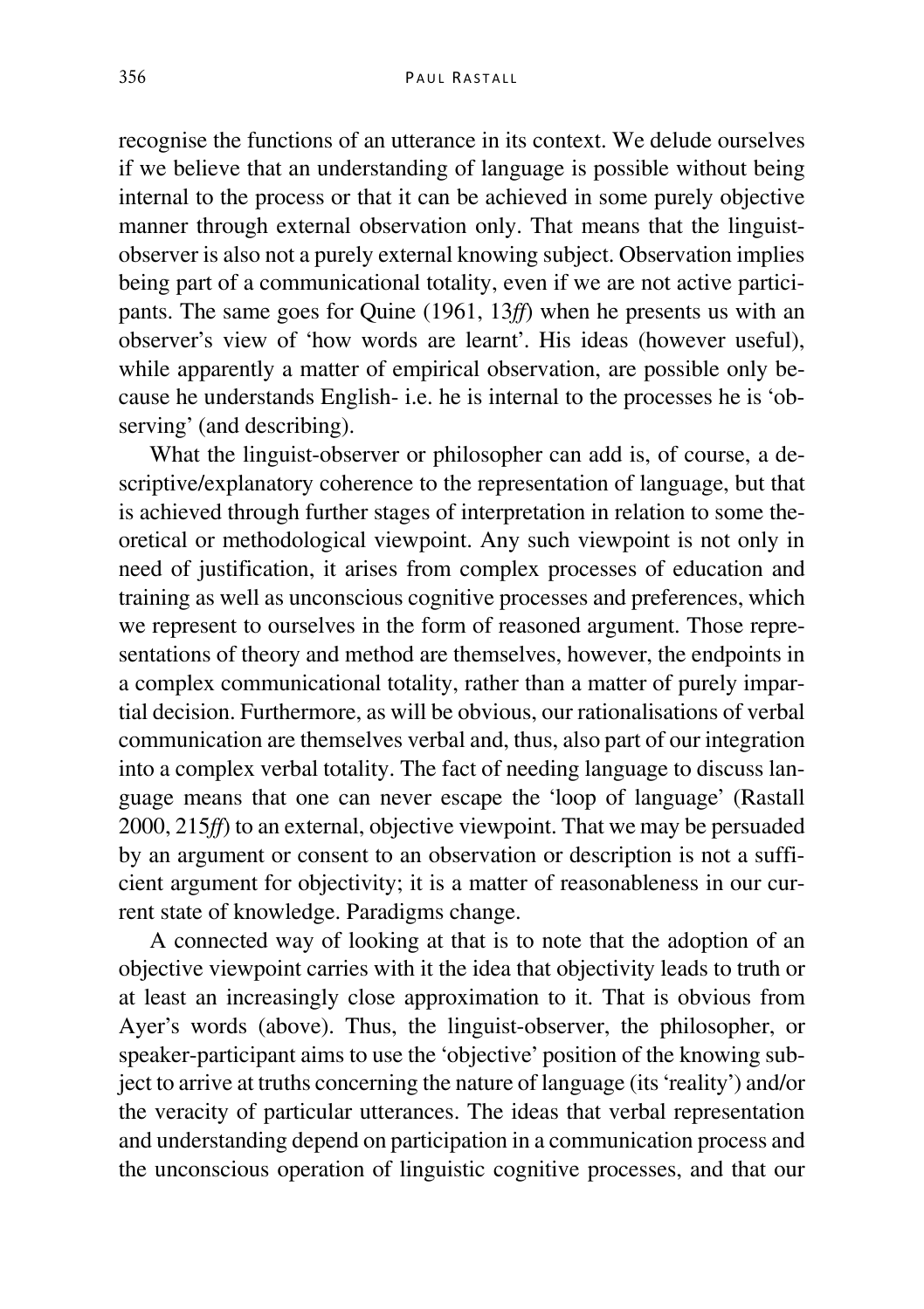recognise the functions of an utterance in its context. We delude ourselves if we believe that an understanding of language is possible without being internal to the process or that it can be achieved in some purely objective manner through external observation only. That means that the linguist-observer is also not a purely external knowing subject. Observation implies being part of a communicational totality, even if we are not active participants. The same goes for Quine (1961, 13*ff*) when he presents us with an observer's view of 'how words are learnt'. His ideas (however useful), while apparently a matter of empirical observation, are possible only because he understands English- i.e. he is internal to the processes he is 'observing' (and describing).

What the linguist-observer or philosopher can add is, of course, a descriptive/explanatory coherence to the representation of language, but that is achieved through further stages of interpretation in relation to some theoretical or methodological viewpoint. Any such viewpoint is not only in need of justification, it arises from complex processes of education and training as well as unconscious cognitive processes and preferences, which we represent to ourselves in the form of reasoned argument. Those representations of theory and method are themselves, however, the endpoints in a complex communicational totality, rather than a matter of purely impartial decision. Furthermore, as will be obvious, our rationalisations of verbal communication are themselves verbal and, thus, also part of our integration into a complex verbal totality. The fact of needing language to discuss language means that one can never escape the 'loop of language' (Rastall 2000, 215*ff*) to an external, objective viewpoint. That we may be persuaded by an argument or consent to an observation or description is not a sufficient argument for objectivity; it is a matter of reasonableness in our current state of knowledge. Paradigms change.

A connected way of looking at that is to note that the adoption of an objective viewpoint carries with it the idea that objectivity leads to truth or at least an increasingly close approximation to it. That is obvious from Ayer's words (above). Thus, the linguist-observer, the philosopher, or speaker-participant aims to use the 'objective' position of the knowing subject to arrive at truths concerning the nature of language (its 'reality') and/or the veracity of particular utterances. The ideas that verbal representation and understanding depend on participation in a communication process and the unconscious operation of linguistic cognitive processes, and that our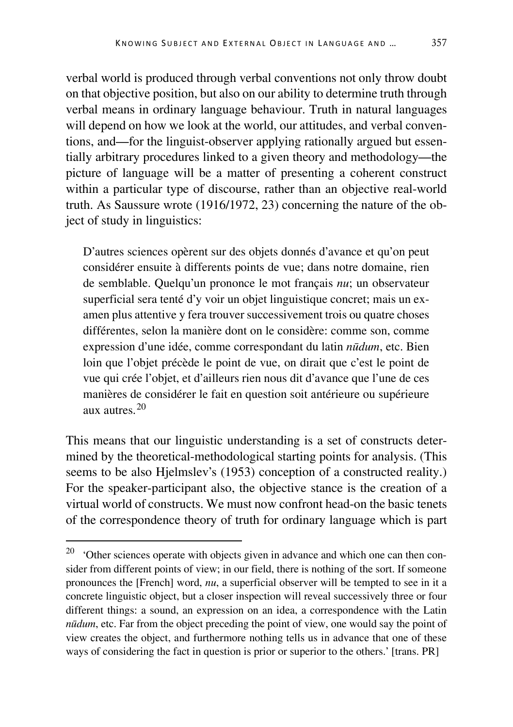verbal world is produced through verbal conventions not only throw doubt on that objective position, but also on our ability to determine truth through verbal means in ordinary language behaviour. Truth in natural languages will depend on how we look at the world, our attitudes, and verbal conventions, and—for the linguist-observer applying rationally argued but essentially arbitrary procedures linked to a given theory and methodology—the picture of language will be a matter of presenting a coherent construct within a particular type of discourse, rather than an objective real-world truth. As Saussure wrote (1916/1972, 23) concerning the nature of the object of study in linguistics:

> D'autres sciences opèrent sur des objets donnés d'avance et qu'on peut considérer ensuite à differents points de vue; dans notre domaine, rien de semblable. Quelqu'un prononce le mot français *nu*; un observateur superficial sera tenté d'y voir un objet linguistique concret; mais un examen plus attentive y fera trouver successivement trois ou quatre choses différentes, selon la manière dont on le considère: comme son, comme expression d'une idée, comme correspondant du latin *nūdum*, etc. Bien loin que l'objet précède le point de vue, on dirait que c'est le point de vue qui crée l'objet, et d'ailleurs rien nous dit d'avance que l'une de ces manières de considérer le fait en question soit antérieure ou supérieure aux autres.[20]

This means that our linguistic understanding is a set of constructs determined by the theoretical-methodological starting points for analysis. (This seems to be also Hjelmslev's (1953) conception of a constructed reality.) For the speaker-participant also, the objective stance is the creation of a virtual world of constructs. We must now confront head-on the basic tenets of the correspondence theory of truth for ordinary language which is part

---

[20] 'Other sciences operate with objects given in advance and which one can then consider from different points of view; in our field, there is nothing of the sort. If someone pronounces the [French] word, *nu*, a superficial observer will be tempted to see in it a concrete linguistic object, but a closer inspection will reveal successively three or four different things: a sound, an expression on an idea, a correspondence with the Latin *nūdum*, etc. Far from the object preceding the point of view, one would say the point of view creates the object, and furthermore nothing tells us in advance that one of these ways of considering the fact in question is prior or superior to the others.' [trans. PR]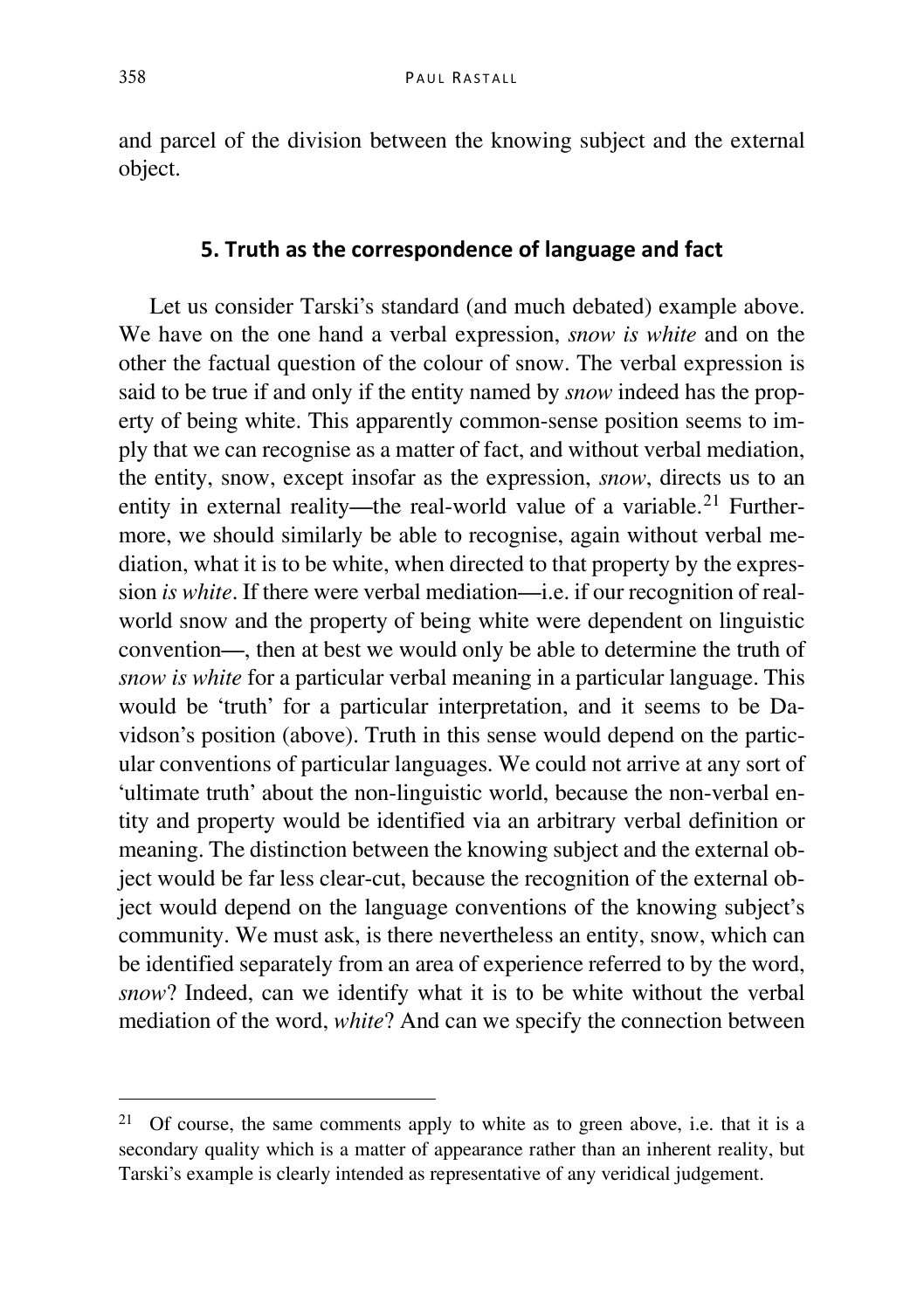and parcel of the division between the knowing subject and the external object.

## 5. Truth as the correspondence of language and fact

Let us consider Tarski's standard (and much debated) example above. We have on the one hand a verbal expression, *snow is white* and on the other the factual question of the colour of snow. The verbal expression is said to be true if and only if the entity named by *snow* indeed has the property of being white. This apparently common-sense position seems to imply that we can recognise as a matter of fact, and without verbal mediation, the entity, snow, except insofar as the expression, *snow*, directs us to an entity in external reality—the real-world value of a variable.[21] Furthermore, we should similarly be able to recognise, again without verbal mediation, what it is to be white, when directed to that property by the expression *is white*. If there were verbal mediation—i.e. if our recognition of real-world snow and the property of being white were dependent on linguistic convention—, then at best we would only be able to determine the truth of *snow is white* for a particular verbal meaning in a particular language. This would be 'truth' for a particular interpretation, and it seems to be Davidson's position (above). Truth in this sense would depend on the particular conventions of particular languages. We could not arrive at any sort of 'ultimate truth' about the non-linguistic world, because the non-verbal entity and property would be identified via an arbitrary verbal definition or meaning. The distinction between the knowing subject and the external object would be far less clear-cut, because the recognition of the external object would depend on the language conventions of the knowing subject's community. We must ask, is there nevertheless an entity, snow, which can be identified separately from an area of experience referred to by the word, *snow*? Indeed, can we identify what it is to be white without the verbal mediation of the word, *white*? And can we specify the connection between

---

[21] Of course, the same comments apply to white as to green above, i.e. that it is a secondary quality which is a matter of appearance rather than an inherent reality, but Tarski's example is clearly intended as representative of any veridical judgement.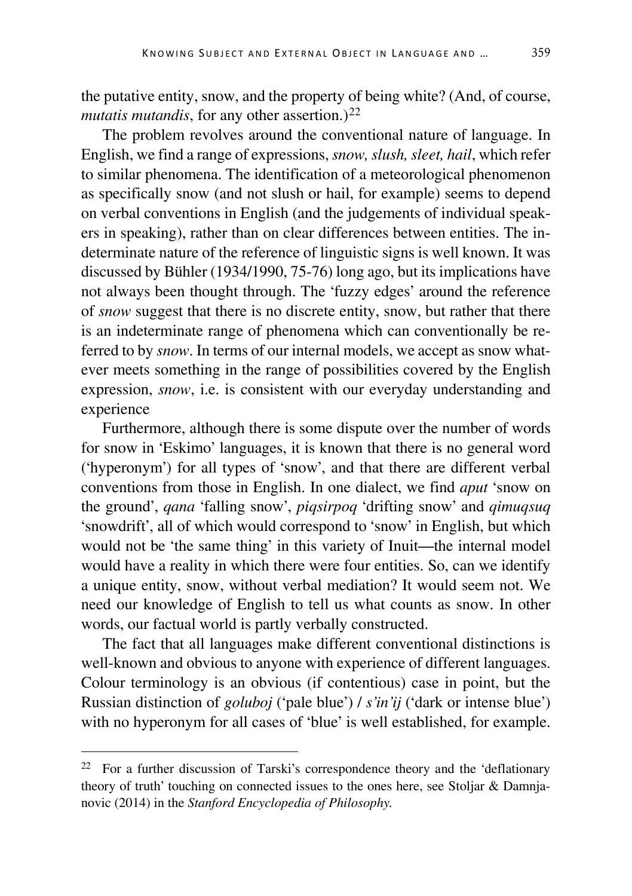the putative entity, snow, and the property of being white? (And, of course, *mutatis mutandis*, for any other assertion.)[22]

The problem revolves around the conventional nature of language. In English, we find a range of expressions, *snow, slush, sleet, hail*, which refer to similar phenomena. The identification of a meteorological phenomenon as specifically snow (and not slush or hail, for example) seems to depend on verbal conventions in English (and the judgements of individual speakers in speaking), rather than on clear differences between entities. The indeterminate nature of the reference of linguistic signs is well known. It was discussed by Bühler (1934/1990, 75-76) long ago, but its implications have not always been thought through. The 'fuzzy edges' around the reference of *snow* suggest that there is no discrete entity, snow, but rather that there is an indeterminate range of phenomena which can conventionally be referred to by *snow*. In terms of our internal models, we accept as snow whatever meets something in the range of possibilities covered by the English expression, *snow*, i.e. is consistent with our everyday understanding and experience

Furthermore, although there is some dispute over the number of words for snow in 'Eskimo' languages, it is known that there is no general word ('hyperonym') for all types of 'snow', and that there are different verbal conventions from those in English. In one dialect, we find *aput* 'snow on the ground', *qana* 'falling snow', *piqsirpoq* 'drifting snow' and *qimuqsuq* 'snowdrift', all of which would correspond to 'snow' in English, but which would not be 'the same thing' in this variety of Inuit—the internal model would have a reality in which there were four entities. So, can we identify a unique entity, snow, without verbal mediation? It would seem not. We need our knowledge of English to tell us what counts as snow. In other words, our factual world is partly verbally constructed.

The fact that all languages make different conventional distinctions is well-known and obvious to anyone with experience of different languages. Colour terminology is an obvious (if contentious) case in point, but the Russian distinction of *goluboj* ('pale blue') / *s'in'ij* ('dark or intense blue') with no hyperonym for all cases of 'blue' is well established, for example.

---

[22] For a further discussion of Tarski's correspondence theory and the 'deflationary theory of truth' touching on connected issues to the ones here, see Stoljar & Damjanovic (2014) in the *Stanford Encyclopedia of Philosophy.*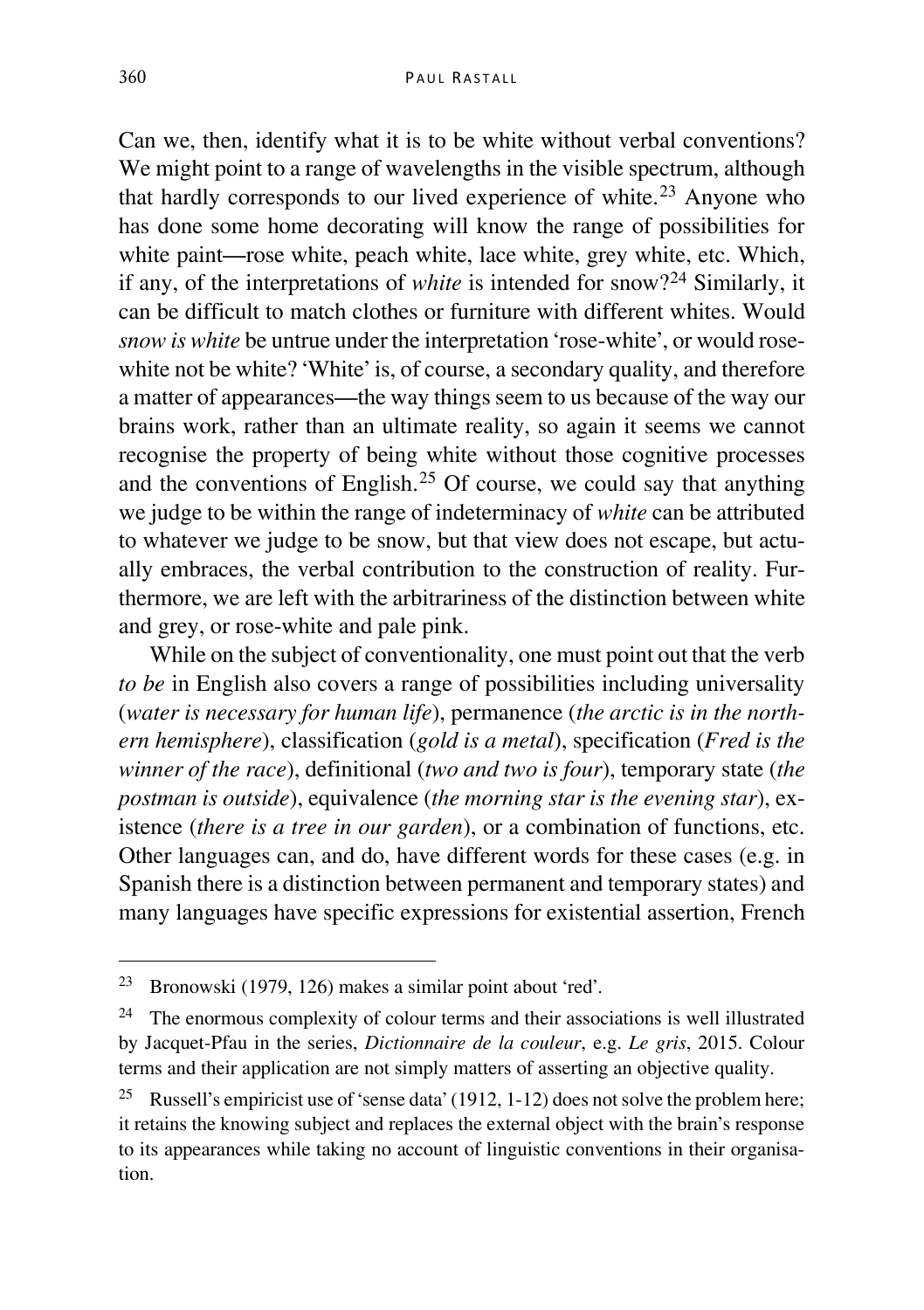Can we, then, identify what it is to be white without verbal conventions? We might point to a range of wavelengths in the visible spectrum, although that hardly corresponds to our lived experience of white.[23] Anyone who has done some home decorating will know the range of possibilities for white paint—rose white, peach white, lace white, grey white, etc. Which, if any, of the interpretations of *white* is intended for snow?[24] Similarly, it can be difficult to match clothes or furniture with different whites. Would *snow is white* be untrue under the interpretation 'rose-white', or would rose-white not be white? 'White' is, of course, a secondary quality, and therefore a matter of appearances—the way things seem to us because of the way our brains work, rather than an ultimate reality, so again it seems we cannot recognise the property of being white without those cognitive processes and the conventions of English.[25] Of course, we could say that anything we judge to be within the range of indeterminacy of *white* can be attributed to whatever we judge to be snow, but that view does not escape, but actually embraces, the verbal contribution to the construction of reality. Furthermore, we are left with the arbitrariness of the distinction between white and grey, or rose-white and pale pink.

While on the subject of conventionality, one must point out that the verb *to be* in English also covers a range of possibilities including universality (*water is necessary for human life*), permanence (*the arctic is in the northern hemisphere*), classification (*gold is a metal*), specification (*Fred is the winner of the race*), definitional (*two and two is four*), temporary state (*the postman is outside*), equivalence (*the morning star is the evening star*), existence (*there is a tree in our garden*), or a combination of functions, etc. Other languages can, and do, have different words for these cases (e.g. in Spanish there is a distinction between permanent and temporary states) and many languages have specific expressions for existential assertion, French

---

[23] Bronowski (1979, 126) makes a similar point about 'red'.

[24] The enormous complexity of colour terms and their associations is well illustrated by Jacquet-Pfau in the series, *Dictionnaire de la couleur*, e.g. *Le gris*, 2015. Colour terms and their application are not simply matters of asserting an objective quality.

[25] Russell's empiricist use of 'sense data' (1912, 1-12) does not solve the problem here; it retains the knowing subject and replaces the external object with the brain's response to its appearances while taking no account of linguistic conventions in their organisation.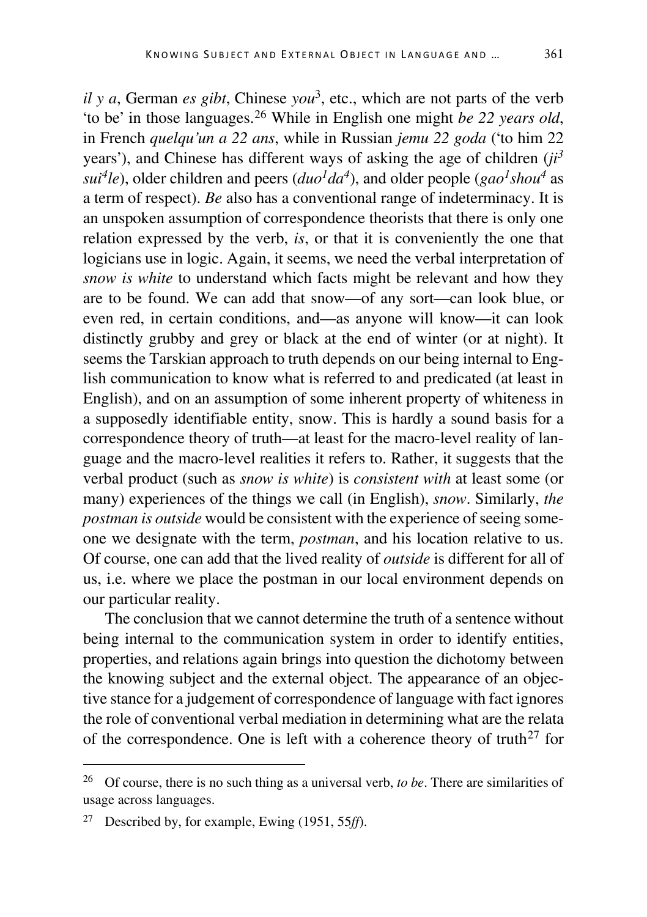*il y a*, German *es gibt*, Chinese *you*$^3$, etc., which are not parts of the verb 'to be' in those languages.[26] While in English one might *be 22 years old*, in French *quelqu'un a 22 ans*, while in Russian *jemu 22 goda* ('to him 22 years'), and Chinese has different ways of asking the age of children (*ji*$^3$ *sui*$^4$*le*), older children and peers (*duo*$^1$*da*$^4$), and older people (*gao*$^1$*shou*$^4$ as a term of respect). *Be* also has a conventional range of indeterminacy. It is an unspoken assumption of correspondence theorists that there is only one relation expressed by the verb, *is*, or that it is conveniently the one that logicians use in logic. Again, it seems, we need the verbal interpretation of *snow is white* to understand which facts might be relevant and how they are to be found. We can add that snow—of any sort—can look blue, or even red, in certain conditions, and—as anyone will know—it can look distinctly grubby and grey or black at the end of winter (or at night). It seems the Tarskian approach to truth depends on our being internal to English communication to know what is referred to and predicated (at least in English), and on an assumption of some inherent property of whiteness in a supposedly identifiable entity, snow. This is hardly a sound basis for a correspondence theory of truth—at least for the macro-level reality of language and the macro-level realities it refers to. Rather, it suggests that the verbal product (such as *snow is white*) is *consistent with* at least some (or many) experiences of the things we call (in English), *snow*. Similarly, *the postman is outside* would be consistent with the experience of seeing someone we designate with the term, *postman*, and his location relative to us. Of course, one can add that the lived reality of *outside* is different for all of us, i.e. where we place the postman in our local environment depends on our particular reality.

The conclusion that we cannot determine the truth of a sentence without being internal to the communication system in order to identify entities, properties, and relations again brings into question the dichotomy between the knowing subject and the external object. The appearance of an objective stance for a judgement of correspondence of language with fact ignores the role of conventional verbal mediation in determining what are the relata of the correspondence. One is left with a coherence theory of truth[27] for

---

[26] Of course, there is no such thing as a universal verb, *to be*. There are similarities of usage across languages.

[27] Described by, for example, Ewing (1951, 55*ff*).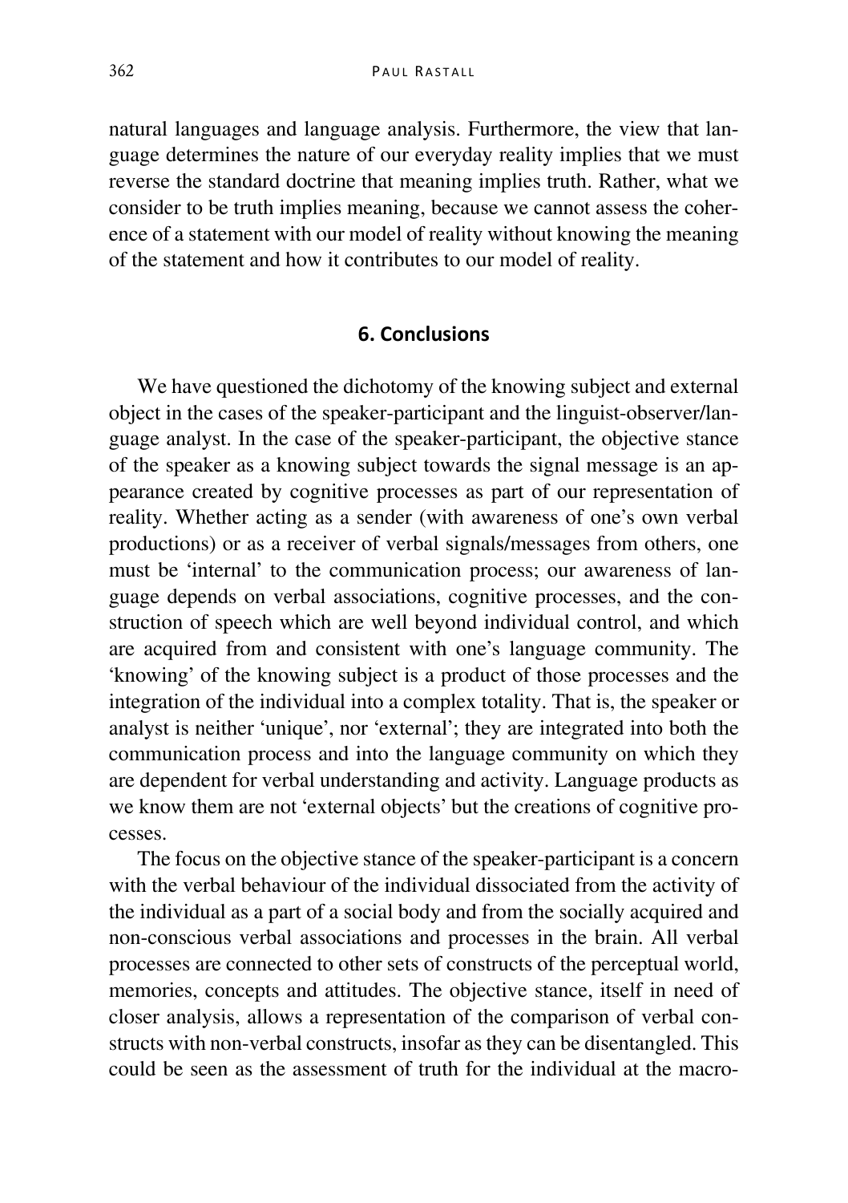natural languages and language analysis. Furthermore, the view that language determines the nature of our everyday reality implies that we must reverse the standard doctrine that meaning implies truth. Rather, what we consider to be truth implies meaning, because we cannot assess the coherence of a statement with our model of reality without knowing the meaning of the statement and how it contributes to our model of reality.

## 6. Conclusions

We have questioned the dichotomy of the knowing subject and external object in the cases of the speaker-participant and the linguist-observer/language analyst. In the case of the speaker-participant, the objective stance of the speaker as a knowing subject towards the signal message is an appearance created by cognitive processes as part of our representation of reality. Whether acting as a sender (with awareness of one's own verbal productions) or as a receiver of verbal signals/messages from others, one must be 'internal' to the communication process; our awareness of language depends on verbal associations, cognitive processes, and the construction of speech which are well beyond individual control, and which are acquired from and consistent with one's language community. The 'knowing' of the knowing subject is a product of those processes and the integration of the individual into a complex totality. That is, the speaker or analyst is neither 'unique', nor 'external'; they are integrated into both the communication process and into the language community on which they are dependent for verbal understanding and activity. Language products as we know them are not 'external objects' but the creations of cognitive processes.

The focus on the objective stance of the speaker-participant is a concern with the verbal behaviour of the individual dissociated from the activity of the individual as a part of a social body and from the socially acquired and non-conscious verbal associations and processes in the brain. All verbal processes are connected to other sets of constructs of the perceptual world, memories, concepts and attitudes. The objective stance, itself in need of closer analysis, allows a representation of the comparison of verbal constructs with non-verbal constructs, insofar as they can be disentangled. This could be seen as the assessment of truth for the individual at the macro-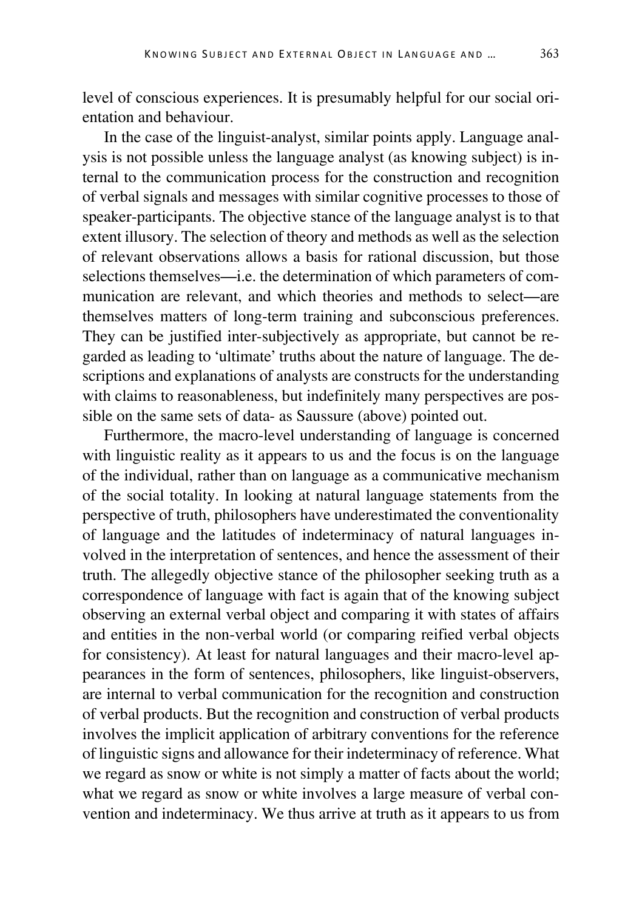level of conscious experiences. It is presumably helpful for our social orientation and behaviour.

In the case of the linguist-analyst, similar points apply. Language analysis is not possible unless the language analyst (as knowing subject) is internal to the communication process for the construction and recognition of verbal signals and messages with similar cognitive processes to those of speaker-participants. The objective stance of the language analyst is to that extent illusory. The selection of theory and methods as well as the selection of relevant observations allows a basis for rational discussion, but those selections themselves—i.e. the determination of which parameters of communication are relevant, and which theories and methods to select—are themselves matters of long-term training and subconscious preferences. They can be justified inter-subjectively as appropriate, but cannot be regarded as leading to 'ultimate' truths about the nature of language. The descriptions and explanations of analysts are constructs for the understanding with claims to reasonableness, but indefinitely many perspectives are possible on the same sets of data- as Saussure (above) pointed out.

Furthermore, the macro-level understanding of language is concerned with linguistic reality as it appears to us and the focus is on the language of the individual, rather than on language as a communicative mechanism of the social totality. In looking at natural language statements from the perspective of truth, philosophers have underestimated the conventionality of language and the latitudes of indeterminacy of natural languages involved in the interpretation of sentences, and hence the assessment of their truth. The allegedly objective stance of the philosopher seeking truth as a correspondence of language with fact is again that of the knowing subject observing an external verbal object and comparing it with states of affairs and entities in the non-verbal world (or comparing reified verbal objects for consistency). At least for natural languages and their macro-level appearances in the form of sentences, philosophers, like linguist-observers, are internal to verbal communication for the recognition and construction of verbal products. But the recognition and construction of verbal products involves the implicit application of arbitrary conventions for the reference of linguistic signs and allowance for their indeterminacy of reference. What we regard as snow or white is not simply a matter of facts about the world; what we regard as snow or white involves a large measure of verbal convention and indeterminacy. We thus arrive at truth as it appears to us from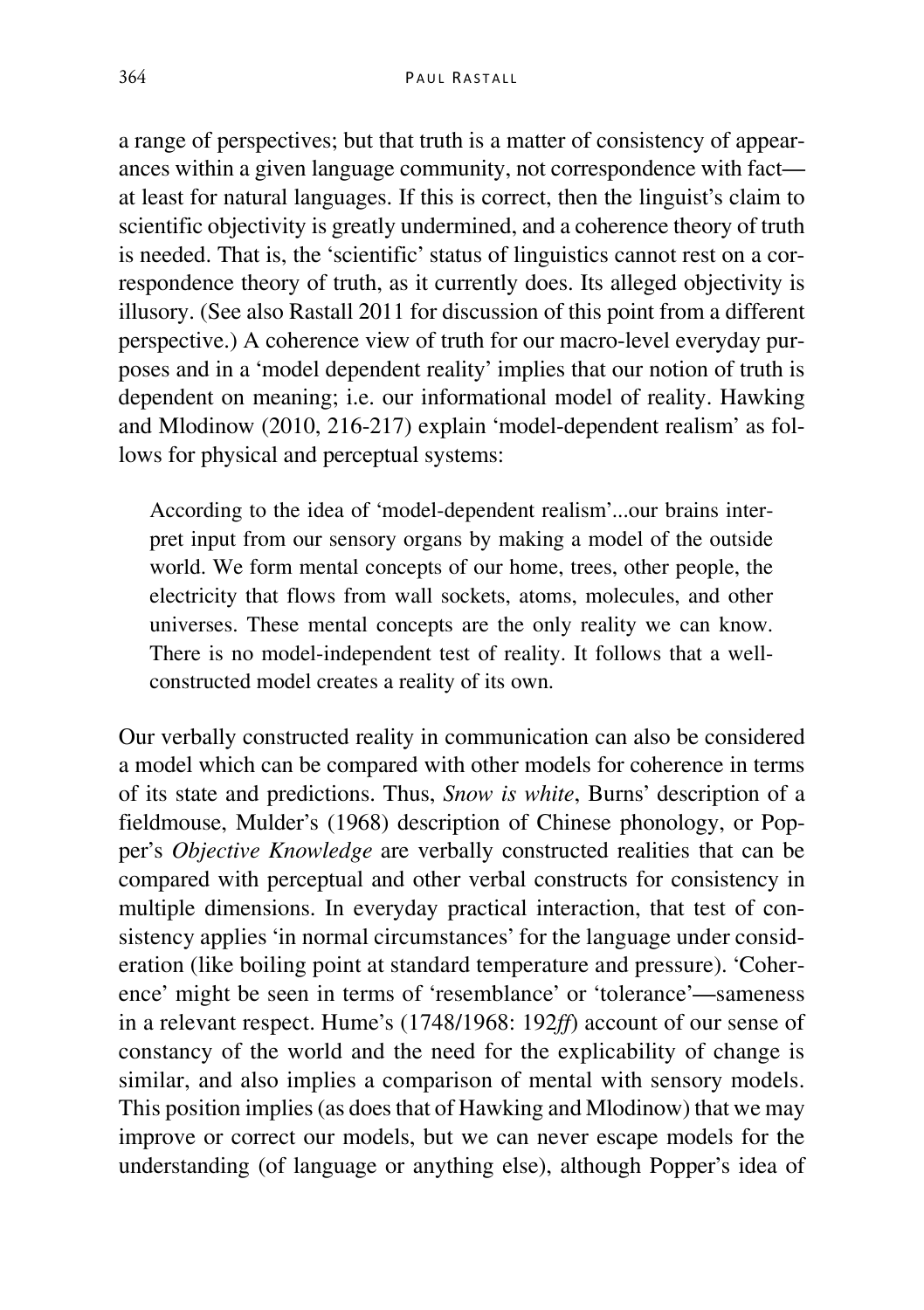a range of perspectives; but that truth is a matter of consistency of appearances within a given language community, not correspondence with fact—at least for natural languages. If this is correct, then the linguist's claim to scientific objectivity is greatly undermined, and a coherence theory of truth is needed. That is, the 'scientific' status of linguistics cannot rest on a correspondence theory of truth, as it currently does. Its alleged objectivity is illusory. (See also Rastall 2011 for discussion of this point from a different perspective.) A coherence view of truth for our macro-level everyday purposes and in a 'model dependent reality' implies that our notion of truth is dependent on meaning; i.e. our informational model of reality. Hawking and Mlodinow (2010, 216-217) explain 'model-dependent realism' as follows for physical and perceptual systems:

> According to the idea of 'model-dependent realism'...our brains interpret input from our sensory organs by making a model of the outside world. We form mental concepts of our home, trees, other people, the electricity that flows from wall sockets, atoms, molecules, and other universes. These mental concepts are the only reality we can know. There is no model-independent test of reality. It follows that a well-constructed model creates a reality of its own.

Our verbally constructed reality in communication can also be considered a model which can be compared with other models for coherence in terms of its state and predictions. Thus, *Snow is white*, Burns' description of a fieldmouse, Mulder's (1968) description of Chinese phonology, or Popper's *Objective Knowledge* are verbally constructed realities that can be compared with perceptual and other verbal constructs for consistency in multiple dimensions. In everyday practical interaction, that test of consistency applies 'in normal circumstances' for the language under consideration (like boiling point at standard temperature and pressure). 'Coherence' might be seen in terms of 'resemblance' or 'tolerance'—sameness in a relevant respect. Hume's (1748/1968: 192*ff*) account of our sense of constancy of the world and the need for the explicability of change is similar, and also implies a comparison of mental with sensory models. This position implies (as does that of Hawking and Mlodinow) that we may improve or correct our models, but we can never escape models for the understanding (of language or anything else), although Popper's idea of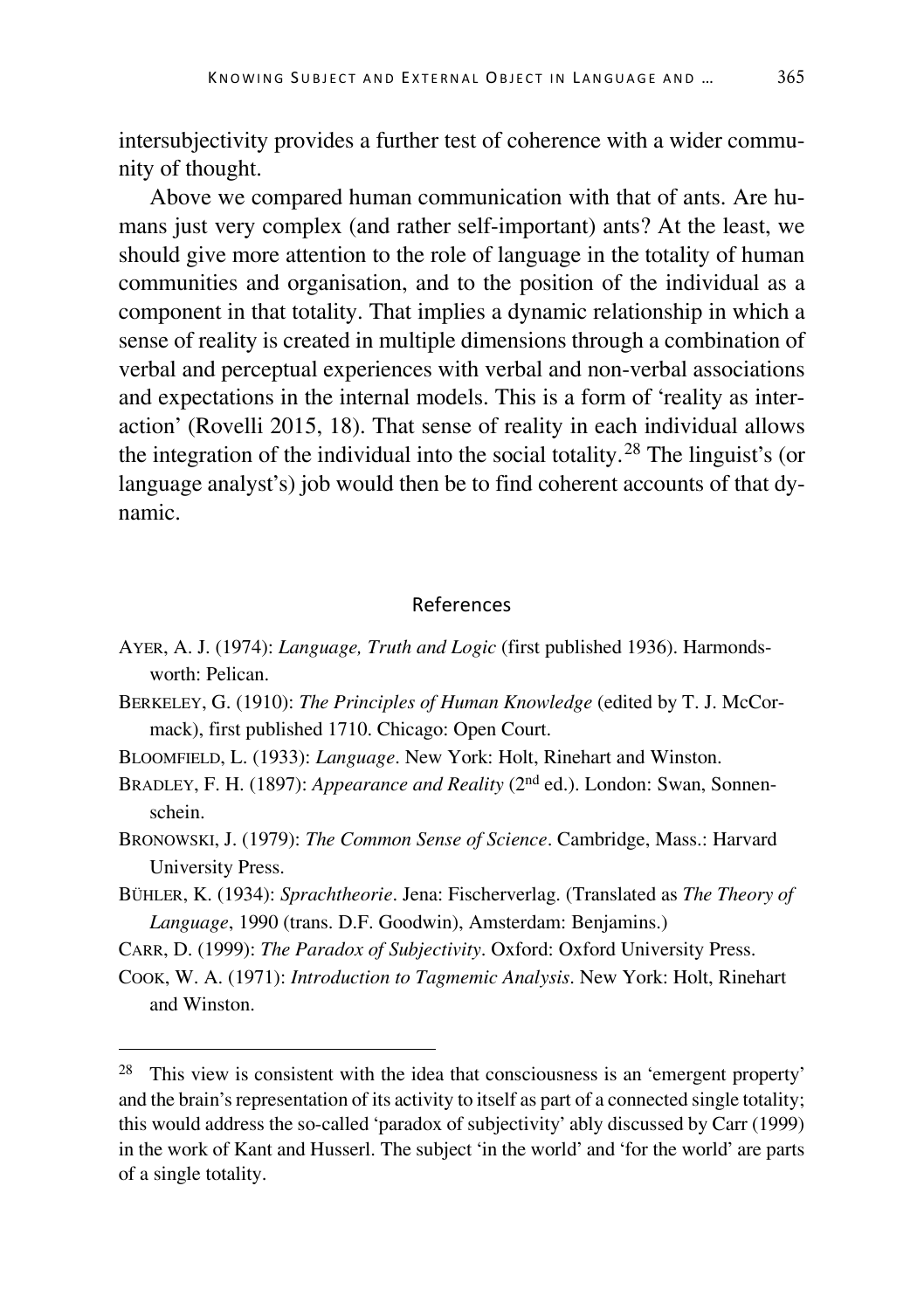intersubjectivity provides a further test of coherence with a wider community of thought.

Above we compared human communication with that of ants. Are humans just very complex (and rather self-important) ants? At the least, we should give more attention to the role of language in the totality of human communities and organisation, and to the position of the individual as a component in that totality. That implies a dynamic relationship in which a sense of reality is created in multiple dimensions through a combination of verbal and perceptual experiences with verbal and non-verbal associations and expectations in the internal models. This is a form of 'reality as interaction' (Rovelli 2015, 18). That sense of reality in each individual allows the integration of the individual into the social totality.[28] The linguist's (or language analyst's) job would then be to find coherent accounts of that dynamic.

## References

AYER, A. J. (1974): *Language, Truth and Logic* (first published 1936). Harmondsworth: Pelican.

BERKELEY, G. (1910): *The Principles of Human Knowledge* (edited by T. J. McCormack), first published 1710. Chicago: Open Court.

BLOOMFIELD, L. (1933): *Language*. New York: Holt, Rinehart and Winston.

BRADLEY, F. H. (1897): *Appearance and Reality* (2nd ed.). London: Swan, Sonnenschein.

BRONOWSKI, J. (1979): *The Common Sense of Science*. Cambridge, Mass.: Harvard University Press.

BÜHLER, K. (1934): *Sprachtheorie*. Jena: Fischerverlag. (Translated as *The Theory of Language*, 1990 (trans. D.F. Goodwin), Amsterdam: Benjamins.)

CARR, D. (1999): *The Paradox of Subjectivity*. Oxford: Oxford University Press.

COOK, W. A. (1971): *Introduction to Tagmemic Analysis*. New York: Holt, Rinehart and Winston.

---

[28] This view is consistent with the idea that consciousness is an 'emergent property' and the brain's representation of its activity to itself as part of a connected single totality; this would address the so-called 'paradox of subjectivity' ably discussed by Carr (1999) in the work of Kant and Husserl. The subject 'in the world' and 'for the world' are parts of a single totality.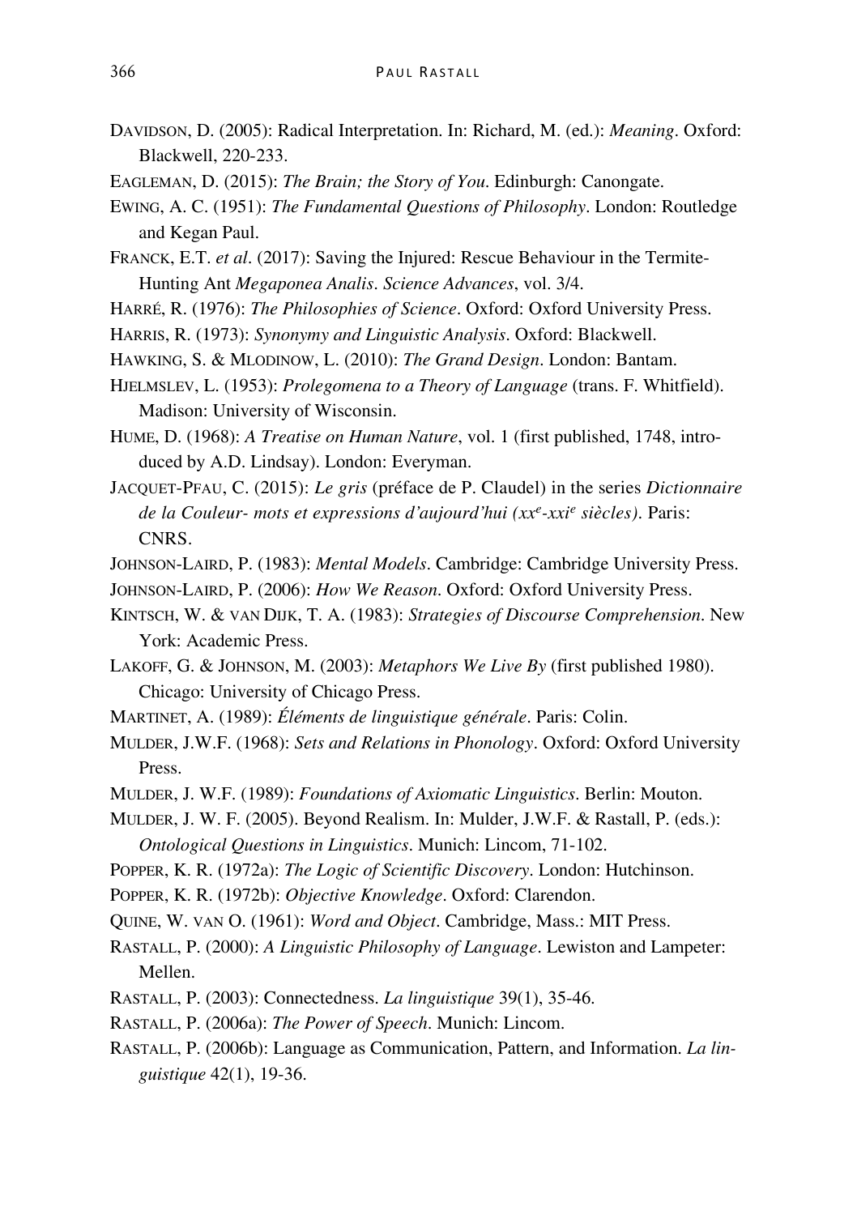DAVIDSON, D. (2005): Radical Interpretation. In: Richard, M. (ed.): *Meaning*. Oxford: Blackwell, 220-233.

EAGLEMAN, D. (2015): *The Brain; the Story of You*. Edinburgh: Canongate.

EWING, A. C. (1951): *The Fundamental Questions of Philosophy*. London: Routledge and Kegan Paul.

FRANCK, E.T. *et al*. (2017): Saving the Injured: Rescue Behaviour in the Termite-Hunting Ant *Megaponea Analis*. *Science Advances*, vol. 3/4.

HARRÉ, R. (1976): *The Philosophies of Science*. Oxford: Oxford University Press.

HARRIS, R. (1973): *Synonymy and Linguistic Analysis*. Oxford: Blackwell.

HAWKING, S. & MLODINOW, L. (2010): *The Grand Design*. London: Bantam.

HJELMSLEV, L. (1953): *Prolegomena to a Theory of Language* (trans. F. Whitfield). Madison: University of Wisconsin.

HUME, D. (1968): *A Treatise on Human Nature*, vol. 1 (first published, 1748, introduced by A.D. Lindsay). London: Everyman.

JACQUET-PFAU, C. (2015): *Le gris* (préface de P. Claudel) in the series *Dictionnaire de la Couleur- mots et expressions d'aujourd'hui (xx^e-xxi^e siècles)*. Paris: CNRS.

JOHNSON-LAIRD, P. (1983): *Mental Models*. Cambridge: Cambridge University Press.

JOHNSON-LAIRD, P. (2006): *How We Reason*. Oxford: Oxford University Press.

KINTSCH, W. & VAN DIJK, T. A. (1983): *Strategies of Discourse Comprehension*. New York: Academic Press.

LAKOFF, G. & JOHNSON, M. (2003): *Metaphors We Live By* (first published 1980). Chicago: University of Chicago Press.

MARTINET, A. (1989): *Éléments de linguistique générale*. Paris: Colin.

MULDER, J.W.F. (1968): *Sets and Relations in Phonology*. Oxford: Oxford University Press.

MULDER, J. W.F. (1989): *Foundations of Axiomatic Linguistics*. Berlin: Mouton.

MULDER, J. W. F. (2005). Beyond Realism. In: Mulder, J.W.F. & Rastall, P. (eds.): *Ontological Questions in Linguistics*. Munich: Lincom, 71-102.

POPPER, K. R. (1972a): *The Logic of Scientific Discovery*. London: Hutchinson.

POPPER, K. R. (1972b): *Objective Knowledge*. Oxford: Clarendon.

QUINE, W. VAN O. (1961): *Word and Object*. Cambridge, Mass.: MIT Press.

RASTALL, P. (2000): *A Linguistic Philosophy of Language*. Lewiston and Lampeter: Mellen.

RASTALL, P. (2003): Connectedness. *La linguistique* 39(1), 35-46.

RASTALL, P. (2006a): *The Power of Speech*. Munich: Lincom.

RASTALL, P. (2006b): Language as Communication, Pattern, and Information. *La linguistique* 42(1), 19-36.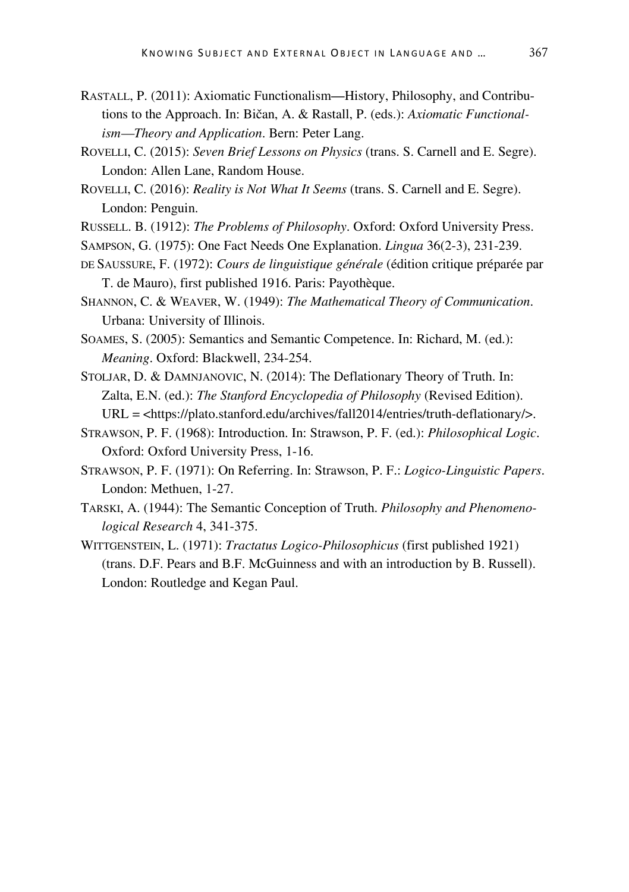RASTALL, P. (2011): Axiomatic Functionalism—History, Philosophy, and Contributions to the Approach. In: Bičan, A. & Rastall, P. (eds.): *Axiomatic Functionalism—Theory and Application*. Bern: Peter Lang.

ROVELLI, C. (2015): *Seven Brief Lessons on Physics* (trans. S. Carnell and E. Segre). London: Allen Lane, Random House.

ROVELLI, C. (2016): *Reality is Not What It Seems* (trans. S. Carnell and E. Segre). London: Penguin.

RUSSELL. B. (1912): *The Problems of Philosophy*. Oxford: Oxford University Press.

SAMPSON, G. (1975): One Fact Needs One Explanation. *Lingua* 36(2-3), 231-239.

DE SAUSSURE, F. (1972): *Cours de linguistique générale* (édition critique préparée par T. de Mauro), first published 1916. Paris: Payothèque.

SHANNON, C. & WEAVER, W. (1949): *The Mathematical Theory of Communication*. Urbana: University of Illinois.

SOAMES, S. (2005): Semantics and Semantic Competence. In: Richard, M. (ed.): *Meaning*. Oxford: Blackwell, 234-254.

STOLJAR, D. & DAMNJANOVIC, N. (2014): The Deflationary Theory of Truth. In: Zalta, E.N. (ed.): *The Stanford Encyclopedia of Philosophy* (Revised Edition). URL = <https://plato.stanford.edu/archives/fall2014/entries/truth-deflationary/>.

STRAWSON, P. F. (1968): Introduction. In: Strawson, P. F. (ed.): *Philosophical Logic*. Oxford: Oxford University Press, 1-16.

STRAWSON, P. F. (1971): On Referring. In: Strawson, P. F.: *Logico-Linguistic Papers*. London: Methuen, 1-27.

TARSKI, A. (1944): The Semantic Conception of Truth. *Philosophy and Phenomenological Research* 4, 341-375.

WITTGENSTEIN, L. (1971): *Tractatus Logico-Philosophicus* (first published 1921) (trans. D.F. Pears and B.F. McGuinness and with an introduction by B. Russell). London: Routledge and Kegan Paul.